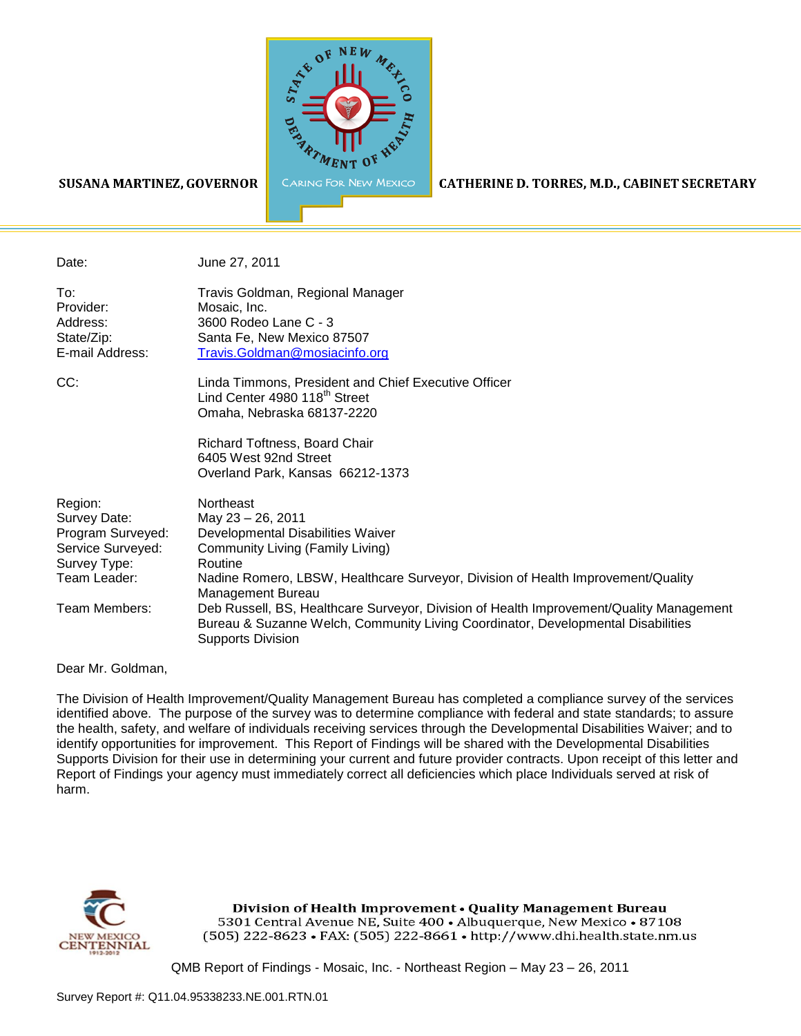SUSANA MARTINEZ, GOVERNOR

STATE OF NEW MEXICO DEPARTMENT OF HEALTH

CARING FOR NEW MEXICO

CATHERINE D. TORRES, M.D., CABINET SECRETARY

| | |
|---|---|
| Date: | June 27, 2011 |
| To: | Travis Goldman, Regional Manager |
| Provider: | Mosaic, Inc. |
| Address: | 3600 Rodeo Lane C - 3 |
| State/Zip: | Santa Fe, New Mexico 87507 |
| E-mail Address: | Travis.Goldman@mosiacinfo.org |
| CC: | Linda Timmons, President and Chief Executive Officer<br>Lind Center 4980 118th Street<br>Omaha, Nebraska 68137-2220 |
| | Richard Toftness, Board Chair<br>6405 West 92nd Street<br>Overland Park, Kansas 66212-1373 |
| Region: | Northeast |
| Survey Date: | May 23 – 26, 2011 |
| Program Surveyed: | Developmental Disabilities Waiver |
| Service Surveyed: | Community Living (Family Living) |
| Survey Type: | Routine |
| Team Leader: | Nadine Romero, LBSW, Healthcare Surveyor, Division of Health Improvement/Quality Management Bureau |
| Team Members: | Deb Russell, BS, Healthcare Surveyor, Division of Health Improvement/Quality Management Bureau & Suzanne Welch, Community Living Coordinator, Developmental Disabilities Supports Division |

Dear Mr. Goldman,

The Division of Health Improvement/Quality Management Bureau has completed a compliance survey of the services identified above. The purpose of the survey was to determine compliance with federal and state standards; to assure the health, safety, and welfare of individuals receiving services through the Developmental Disabilities Waiver; and to identify opportunities for improvement. This Report of Findings will be shared with the Developmental Disabilities Supports Division for their use in determining your current and future provider contracts. Upon receipt of this letter and Report of Findings your agency must immediately correct all deficiencies which place Individuals served at risk of harm.

NEW MEXICO CENTENNIAL 1912-2012

**Division of Health Improvement • Quality Management Bureau**
5301 Central Avenue NE, Suite 400 • Albuquerque, New Mexico • 87108
(505) 222-8623 • FAX: (505) 222-8661 • http://www.dhi.health.state.nm.us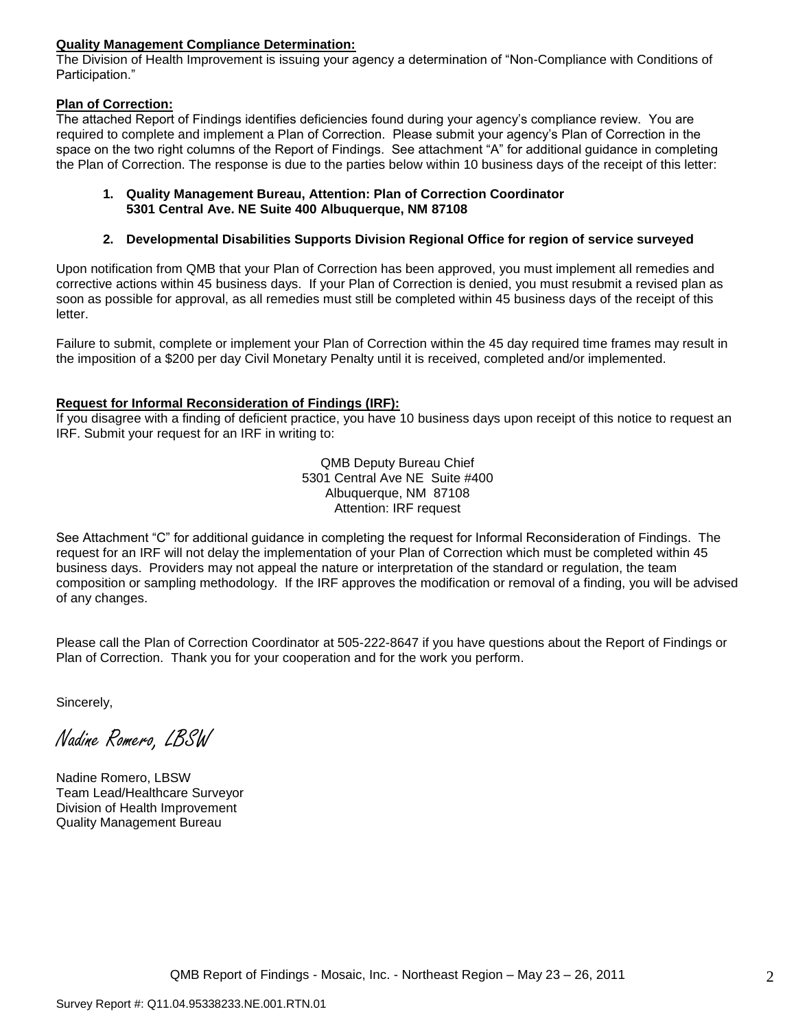**Quality Management Compliance Determination:**
The Division of Health Improvement is issuing your agency a determination of "Non-Compliance with Conditions of Participation."

**Plan of Correction:**
The attached Report of Findings identifies deficiencies found during your agency's compliance review. You are required to complete and implement a Plan of Correction. Please submit your agency's Plan of Correction in the space on the two right columns of the Report of Findings. See attachment "A" for additional guidance in completing the Plan of Correction. The response is due to the parties below within 10 business days of the receipt of this letter:

1. **Quality Management Bureau, Attention: Plan of Correction Coordinator 5301 Central Ave. NE Suite 400 Albuquerque, NM 87108**

2. **Developmental Disabilities Supports Division Regional Office for region of service surveyed**

Upon notification from QMB that your Plan of Correction has been approved, you must implement all remedies and corrective actions within 45 business days. If your Plan of Correction is denied, you must resubmit a revised plan as soon as possible for approval, as all remedies must still be completed within 45 business days of the receipt of this letter.

Failure to submit, complete or implement your Plan of Correction within the 45 day required time frames may result in the imposition of a $200 per day Civil Monetary Penalty until it is received, completed and/or implemented.

**Request for Informal Reconsideration of Findings (IRF):**
If you disagree with a finding of deficient practice, you have 10 business days upon receipt of this notice to request an IRF. Submit your request for an IRF in writing to:

QMB Deputy Bureau Chief
5301 Central Ave NE Suite #400
Albuquerque, NM 87108
Attention: IRF request

See Attachment "C" for additional guidance in completing the request for Informal Reconsideration of Findings. The request for an IRF will not delay the implementation of your Plan of Correction which must be completed within 45 business days. Providers may not appeal the nature or interpretation of the standard or regulation, the team composition or sampling methodology. If the IRF approves the modification or removal of a finding, you will be advised of any changes.

Please call the Plan of Correction Coordinator at 505-222-8647 if you have questions about the Report of Findings or Plan of Correction. Thank you for your cooperation and for the work you perform.

Sincerely,

*Nadine Romero, LBSW*

Nadine Romero, LBSW
Team Lead/Healthcare Surveyor
Division of Health Improvement
Quality Management Bureau

Survey Report #: Q11.04.95338233.NE.001.RTN.01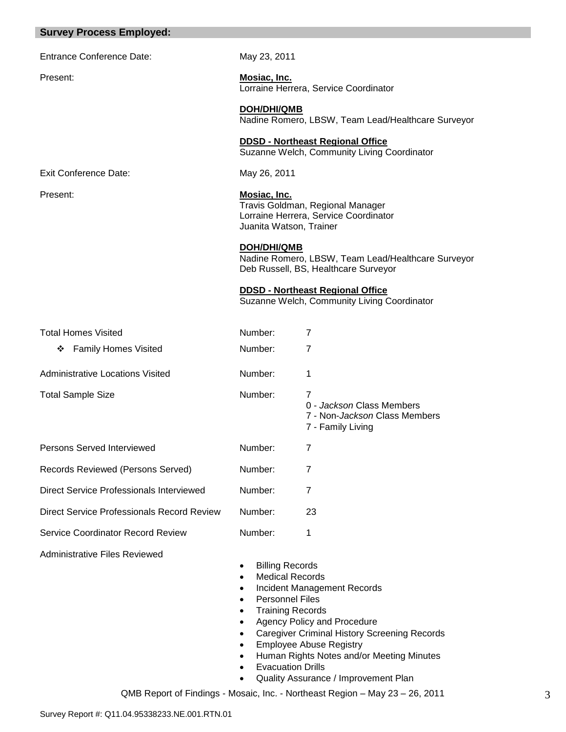## Survey Process Employed:

| | | |
|---|---|---|
| Entrance Conference Date: | May 23, 2011 | |
| Present: | **Mosiac, Inc.**<br>Lorraine Herrera, Service Coordinator<br><br>**DOH/DHI/QMB**<br>Nadine Romero, LBSW, Team Lead/Healthcare Surveyor<br><br>**DDSD - Northeast Regional Office**<br>Suzanne Welch, Community Living Coordinator | |
| Exit Conference Date: | May 26, 2011 | |
| Present: | **Mosiac, Inc.**<br>Travis Goldman, Regional Manager<br>Lorraine Herrera, Service Coordinator<br>Juanita Watson, Trainer<br><br>**DOH/DHI/QMB**<br>Nadine Romero, LBSW, Team Lead/Healthcare Surveyor<br>Deb Russell, BS, Healthcare Surveyor<br><br>**DDSD - Northeast Regional Office**<br>Suzanne Welch, Community Living Coordinator | |
| Total Homes Visited | Number: | 7 |
| ❖ Family Homes Visited | Number: | 7 |
| Administrative Locations Visited | Number: | 1 |
| Total Sample Size | Number: | 7<br>0 - *Jackson* Class Members<br>7 - Non-*Jackson* Class Members<br>7 - Family Living |
| Persons Served Interviewed | Number: | 7 |
| Records Reviewed (Persons Served) | Number: | 7 |
| Direct Service Professionals Interviewed | Number: | 7 |
| Direct Service Professionals Record Review | Number: | 23 |
| Service Coordinator Record Review | Number: | 1 |

Administrative Files Reviewed

- Billing Records
- Medical Records
- Incident Management Records
- Personnel Files
- Training Records
- Agency Policy and Procedure
- Caregiver Criminal History Screening Records
- Employee Abuse Registry
- Human Rights Notes and/or Meeting Minutes
- Evacuation Drills
- Quality Assurance / Improvement Plan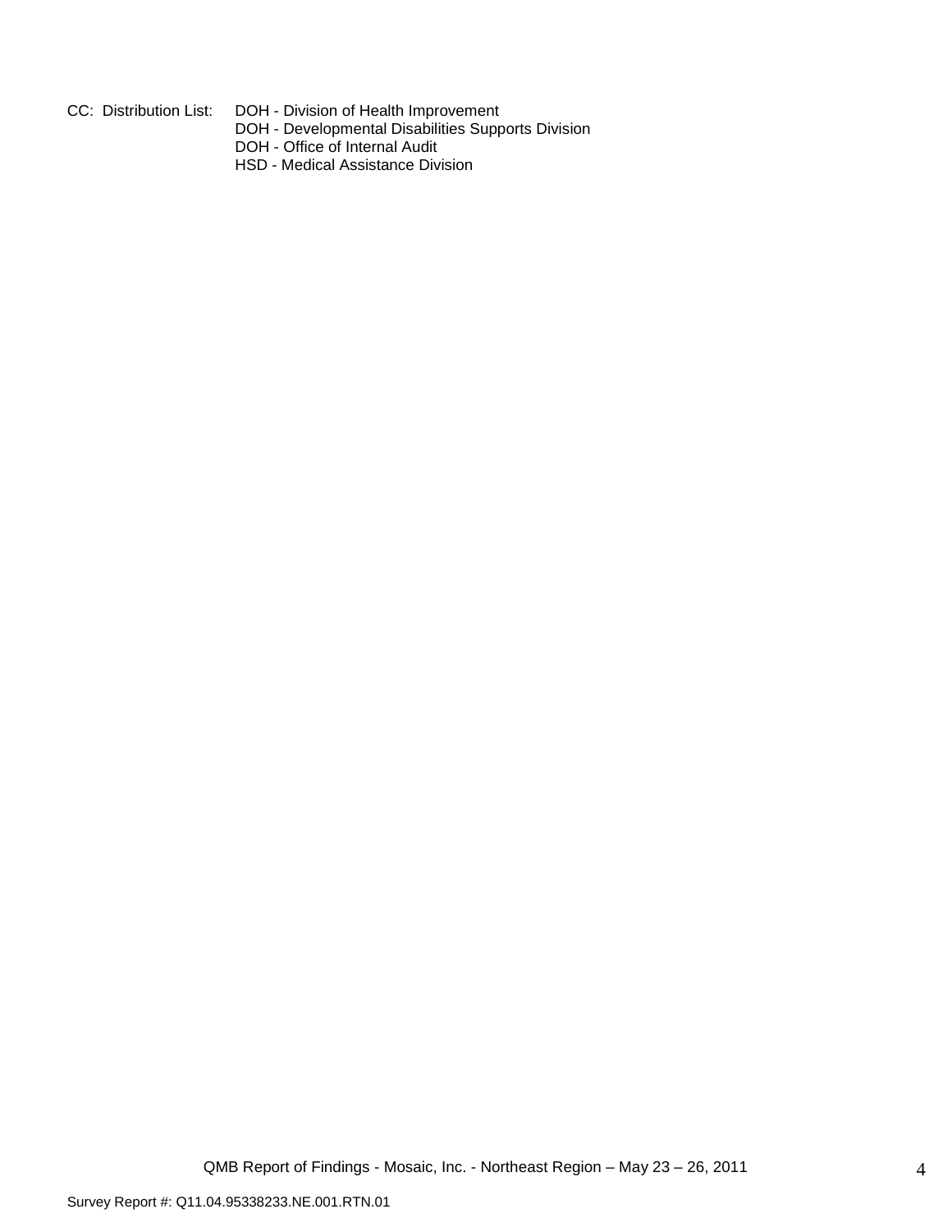CC: Distribution List: DOH - Division of Health Improvement
DOH - Developmental Disabilities Supports Division
DOH - Office of Internal Audit
HSD - Medical Assistance Division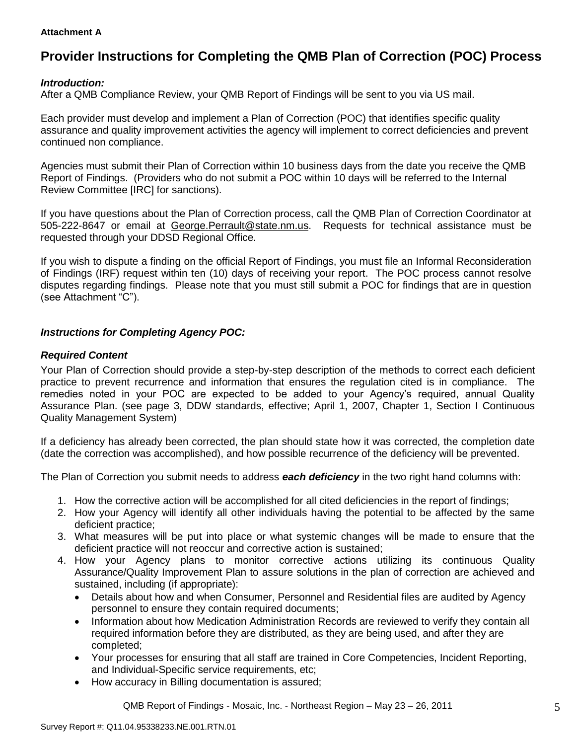**Attachment A**

# Provider Instructions for Completing the QMB Plan of Correction (POC) Process

***Introduction:***
After a QMB Compliance Review, your QMB Report of Findings will be sent to you via US mail.

Each provider must develop and implement a Plan of Correction (POC) that identifies specific quality assurance and quality improvement activities the agency will implement to correct deficiencies and prevent continued non compliance.

Agencies must submit their Plan of Correction within 10 business days from the date you receive the QMB Report of Findings. (Providers who do not submit a POC within 10 days will be referred to the Internal Review Committee [IRC] for sanctions).

If you have questions about the Plan of Correction process, call the QMB Plan of Correction Coordinator at 505-222-8647 or email at George.Perrault@state.nm.us. Requests for technical assistance must be requested through your DDSD Regional Office.

If you wish to dispute a finding on the official Report of Findings, you must file an Informal Reconsideration of Findings (IRF) request within ten (10) days of receiving your report. The POC process cannot resolve disputes regarding findings. Please note that you must still submit a POC for findings that are in question (see Attachment "C").

***Instructions for Completing Agency POC:***

***Required Content***

Your Plan of Correction should provide a step-by-step description of the methods to correct each deficient practice to prevent recurrence and information that ensures the regulation cited is in compliance. The remedies noted in your POC are expected to be added to your Agency's required, annual Quality Assurance Plan. (see page 3, DDW standards, effective; April 1, 2007, Chapter 1, Section I Continuous Quality Management System)

If a deficiency has already been corrected, the plan should state how it was corrected, the completion date (date the correction was accomplished), and how possible recurrence of the deficiency will be prevented.

The Plan of Correction you submit needs to address ***each deficiency*** in the two right hand columns with:

1. How the corrective action will be accomplished for all cited deficiencies in the report of findings;
2. How your Agency will identify all other individuals having the potential to be affected by the same deficient practice;
3. What measures will be put into place or what systemic changes will be made to ensure that the deficient practice will not reoccur and corrective action is sustained;
4. How your Agency plans to monitor corrective actions utilizing its continuous Quality Assurance/Quality Improvement Plan to assure solutions in the plan of correction are achieved and sustained, including (if appropriate):
   - Details about how and when Consumer, Personnel and Residential files are audited by Agency personnel to ensure they contain required documents;
   - Information about how Medication Administration Records are reviewed to verify they contain all required information before they are distributed, as they are being used, and after they are completed;
   - Your processes for ensuring that all staff are trained in Core Competencies, Incident Reporting, and Individual-Specific service requirements, etc;
   - How accuracy in Billing documentation is assured;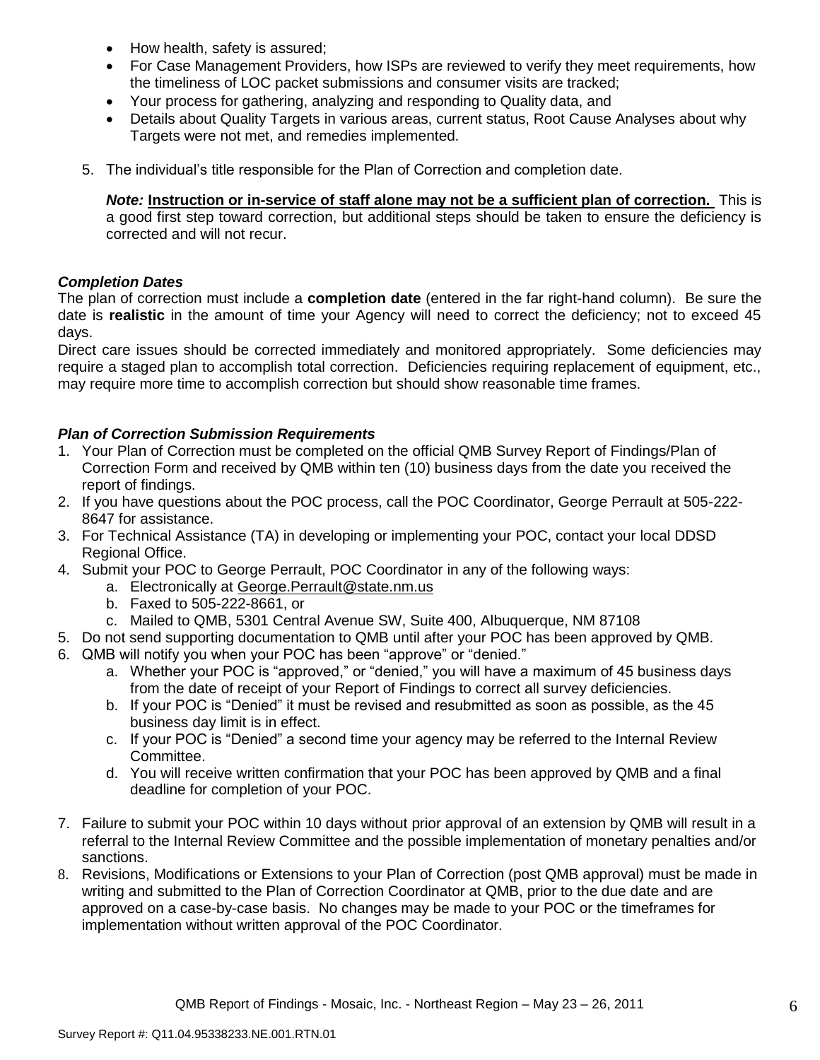- How health, safety is assured;
- For Case Management Providers, how ISPs are reviewed to verify they meet requirements, how the timeliness of LOC packet submissions and consumer visits are tracked;
- Your process for gathering, analyzing and responding to Quality data, and
- Details about Quality Targets in various areas, current status, Root Cause Analyses about why Targets were not met, and remedies implemented.

5. The individual's title responsible for the Plan of Correction and completion date.

   ***Note:*** **Instruction or in-service of staff alone may not be a sufficient plan of correction.** This is a good first step toward correction, but additional steps should be taken to ensure the deficiency is corrected and will not recur.

### *Completion Dates*

The plan of correction must include a **completion date** (entered in the far right-hand column). Be sure the date is **realistic** in the amount of time your Agency will need to correct the deficiency; not to exceed 45 days.

Direct care issues should be corrected immediately and monitored appropriately. Some deficiencies may require a staged plan to accomplish total correction. Deficiencies requiring replacement of equipment, etc., may require more time to accomplish correction but should show reasonable time frames.

### *Plan of Correction Submission Requirements*

1. Your Plan of Correction must be completed on the official QMB Survey Report of Findings/Plan of Correction Form and received by QMB within ten (10) business days from the date you received the report of findings.
2. If you have questions about the POC process, call the POC Coordinator, George Perrault at 505-222-8647 for assistance.
3. For Technical Assistance (TA) in developing or implementing your POC, contact your local DDSD Regional Office.
4. Submit your POC to George Perrault, POC Coordinator in any of the following ways:
   a. Electronically at George.Perrault@state.nm.us
   b. Faxed to 505-222-8661, or
   c. Mailed to QMB, 5301 Central Avenue SW, Suite 400, Albuquerque, NM 87108
5. Do not send supporting documentation to QMB until after your POC has been approved by QMB.
6. QMB will notify you when your POC has been "approve" or "denied."
   a. Whether your POC is "approved," or "denied," you will have a maximum of 45 business days from the date of receipt of your Report of Findings to correct all survey deficiencies.
   b. If your POC is "Denied" it must be revised and resubmitted as soon as possible, as the 45 business day limit is in effect.
   c. If your POC is "Denied" a second time your agency may be referred to the Internal Review Committee.
   d. You will receive written confirmation that your POC has been approved by QMB and a final deadline for completion of your POC.
7. Failure to submit your POC within 10 days without prior approval of an extension by QMB will result in a referral to the Internal Review Committee and the possible implementation of monetary penalties and/or sanctions.
8. Revisions, Modifications or Extensions to your Plan of Correction (post QMB approval) must be made in writing and submitted to the Plan of Correction Coordinator at QMB, prior to the due date and are approved on a case-by-case basis. No changes may be made to your POC or the timeframes for implementation without written approval of the POC Coordinator.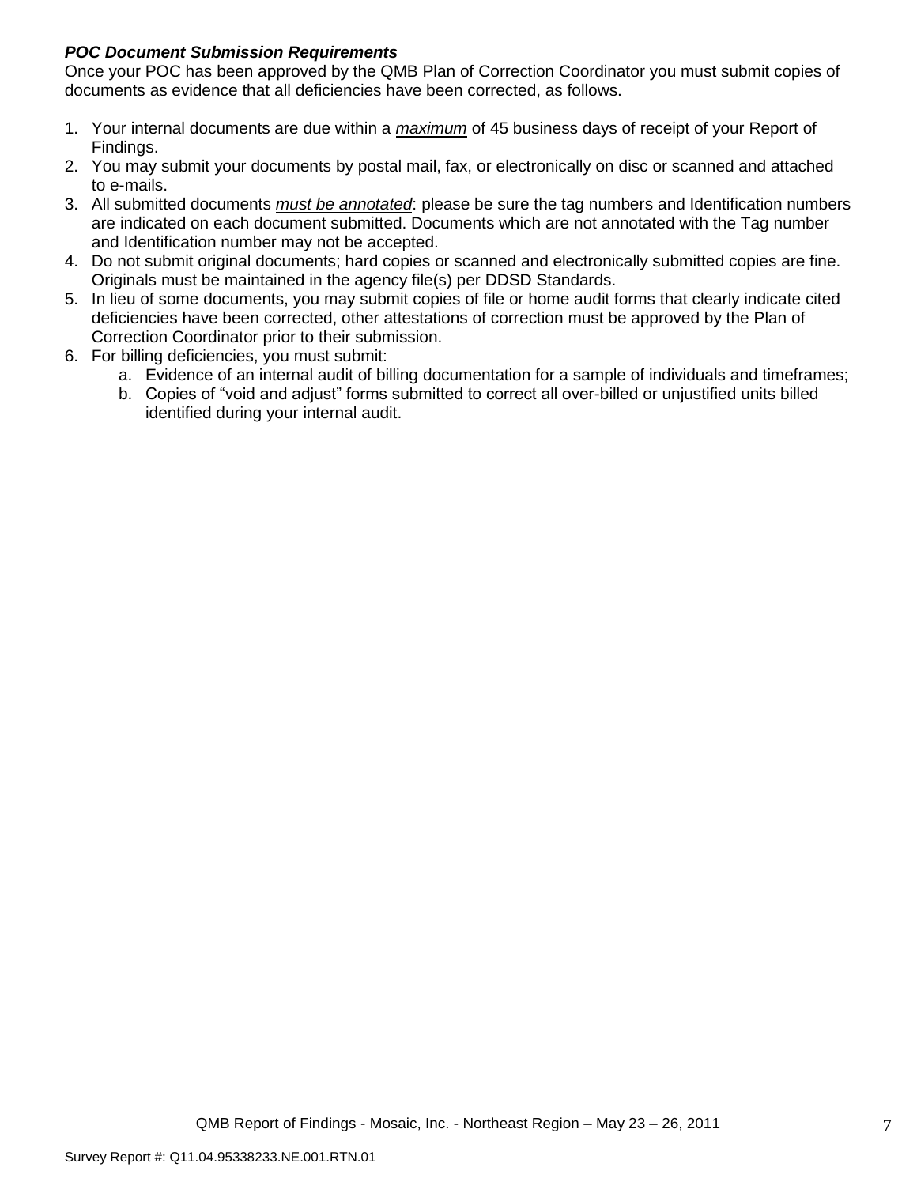***POC Document Submission Requirements***

Once your POC has been approved by the QMB Plan of Correction Coordinator you must submit copies of documents as evidence that all deficiencies have been corrected, as follows.

1. Your internal documents are due within a ***maximum*** of 45 business days of receipt of your Report of Findings.
2. You may submit your documents by postal mail, fax, or electronically on disc or scanned and attached to e-mails.
3. All submitted documents ***must be annotated***: please be sure the tag numbers and Identification numbers are indicated on each document submitted. Documents which are not annotated with the Tag number and Identification number may not be accepted.
4. Do not submit original documents; hard copies or scanned and electronically submitted copies are fine. Originals must be maintained in the agency file(s) per DDSD Standards.
5. In lieu of some documents, you may submit copies of file or home audit forms that clearly indicate cited deficiencies have been corrected, other attestations of correction must be approved by the Plan of Correction Coordinator prior to their submission.
6. For billing deficiencies, you must submit:
   a. Evidence of an internal audit of billing documentation for a sample of individuals and timeframes;
   b. Copies of "void and adjust" forms submitted to correct all over-billed or unjustified units billed identified during your internal audit.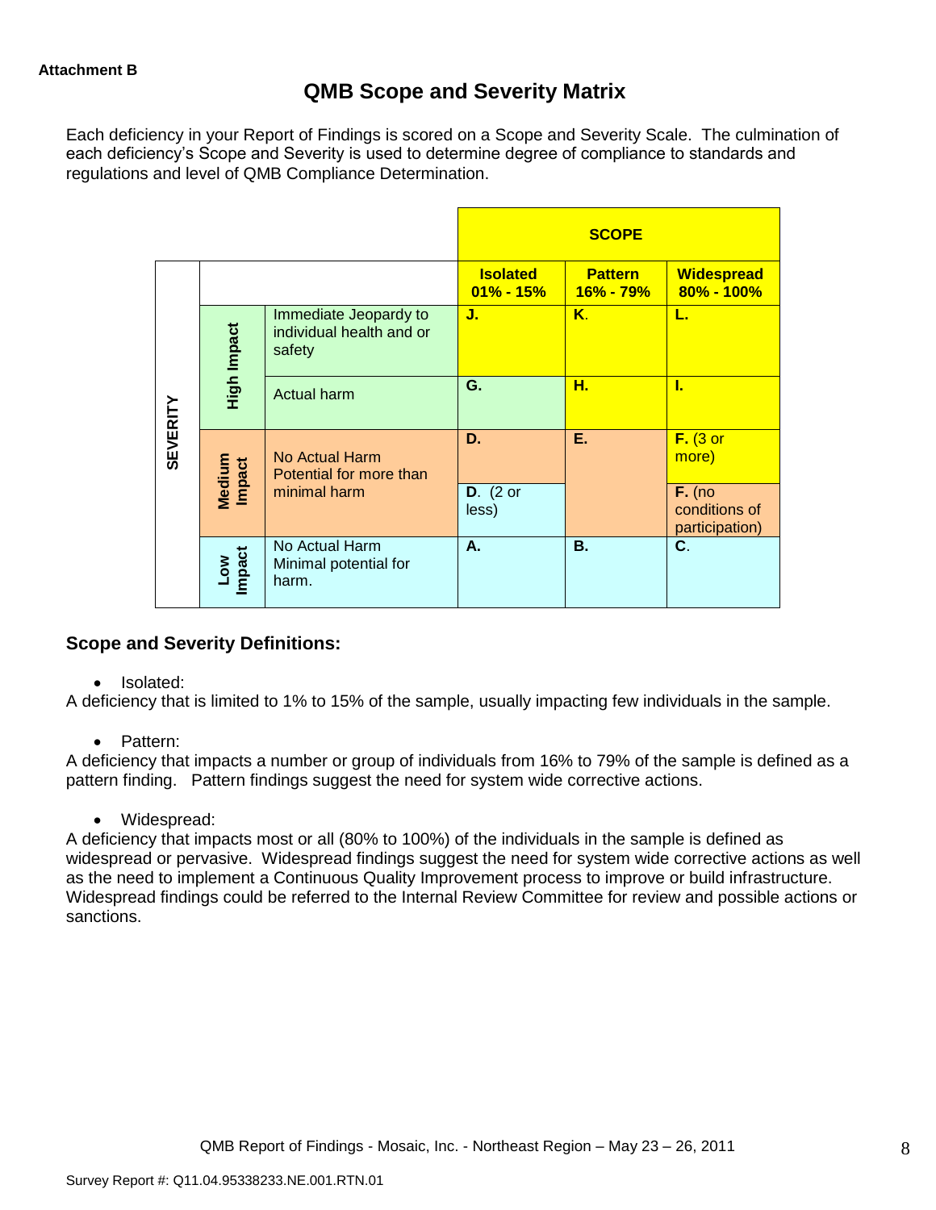**Attachment B**

# QMB Scope and Severity Matrix

Each deficiency in your Report of Findings is scored on a Scope and Severity Scale. The culmination of each deficiency's Scope and Severity is used to determine degree of compliance to standards and regulations and level of QMB Compliance Determination.

| SEVERITY | | | SCOPE | | |
|---|---|---|---|---|---|
| | | | **Isolated 01% - 15%** | **Pattern 16% - 79%** | **Widespread 80% - 100%** |
| | **High Impact** | Immediate Jeopardy to individual health and or safety | **J.** | **K.** | **L.** |
| | **High Impact** | Actual harm | **G.** | **H.** | **I.** |
| | **Medium Impact** | No Actual Harm Potential for more than minimal harm | **D.** | **E.** | **F.** (3 or more) |
| | **Medium Impact** | No Actual Harm Potential for more than minimal harm | **D.** (2 or less) | **E.** | **F.** (no conditions of participation) |
| | **Low Impact** | No Actual Harm Minimal potential for harm. | **A.** | **B.** | **C.** |

## Scope and Severity Definitions:

- Isolated:

A deficiency that is limited to 1% to 15% of the sample, usually impacting few individuals in the sample.

- Pattern:

A deficiency that impacts a number or group of individuals from 16% to 79% of the sample is defined as a pattern finding. Pattern findings suggest the need for system wide corrective actions.

- Widespread:

A deficiency that impacts most or all (80% to 100%) of the individuals in the sample is defined as widespread or pervasive. Widespread findings suggest the need for system wide corrective actions as well as the need to implement a Continuous Quality Improvement process to improve or build infrastructure. Widespread findings could be referred to the Internal Review Committee for review and possible actions or sanctions.

QMB Report of Findings - Mosaic, Inc. - Northeast Region – May 23 – 26, 2011

Survey Report #: Q11.04.95338233.NE.001.RTN.01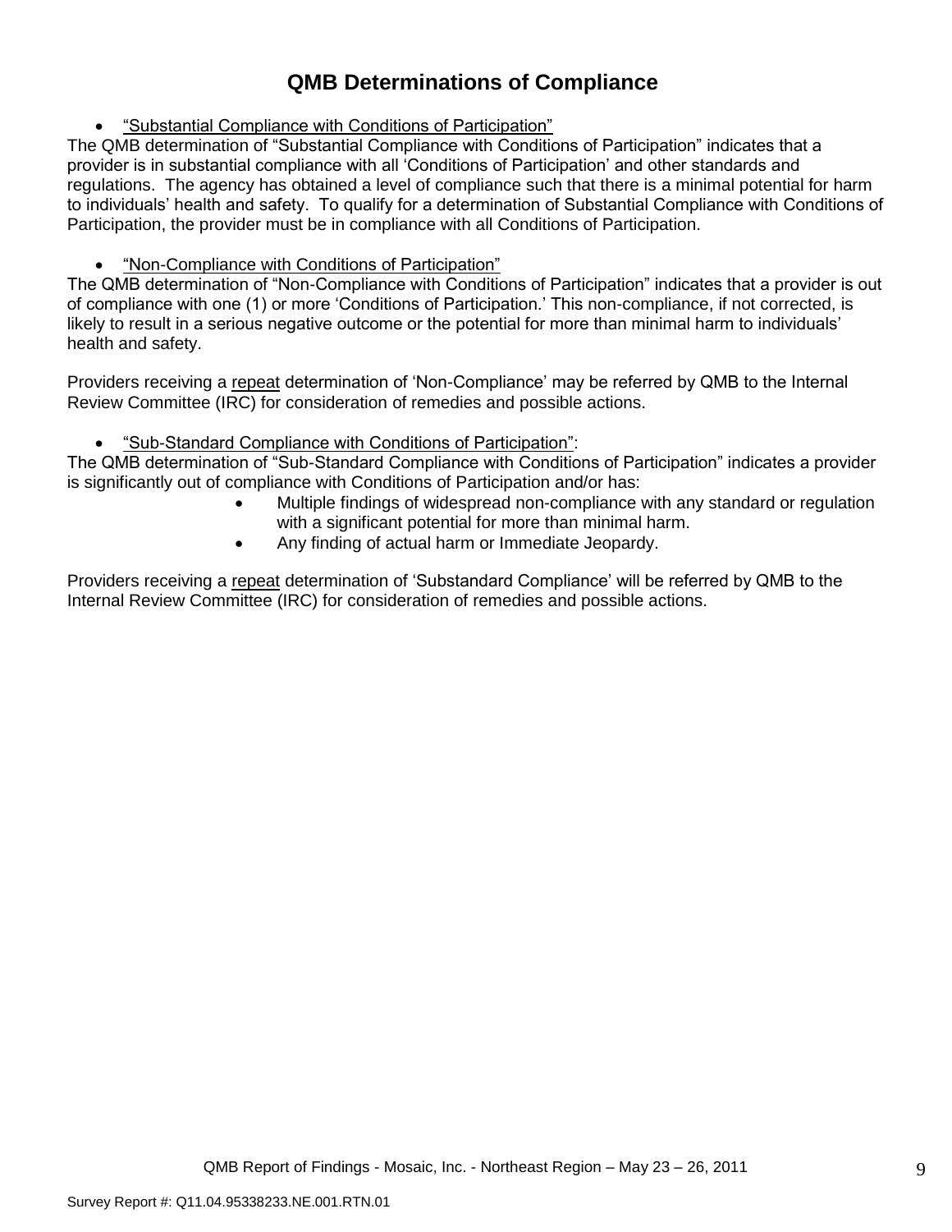# QMB Determinations of Compliance

- <u>"Substantial Compliance with Conditions of Participation"</u>

The QMB determination of "Substantial Compliance with Conditions of Participation" indicates that a provider is in substantial compliance with all 'Conditions of Participation' and other standards and regulations. The agency has obtained a level of compliance such that there is a minimal potential for harm to individuals' health and safety. To qualify for a determination of Substantial Compliance with Conditions of Participation, the provider must be in compliance with all Conditions of Participation.

- <u>"Non-Compliance with Conditions of Participation"</u>

The QMB determination of "Non-Compliance with Conditions of Participation" indicates that a provider is out of compliance with one (1) or more 'Conditions of Participation.' This non-compliance, if not corrected, is likely to result in a serious negative outcome or the potential for more than minimal harm to individuals' health and safety.

Providers receiving a <u>repeat</u> determination of 'Non-Compliance' may be referred by QMB to the Internal Review Committee (IRC) for consideration of remedies and possible actions.

- <u>"Sub-Standard Compliance with Conditions of Participation"</u>:

The QMB determination of "Sub-Standard Compliance with Conditions of Participation" indicates a provider is significantly out of compliance with Conditions of Participation and/or has:

- Multiple findings of widespread non-compliance with any standard or regulation with a significant potential for more than minimal harm.
- Any finding of actual harm or Immediate Jeopardy.

Providers receiving a <u>repeat</u> determination of 'Substandard Compliance' will be referred by QMB to the Internal Review Committee (IRC) for consideration of remedies and possible actions.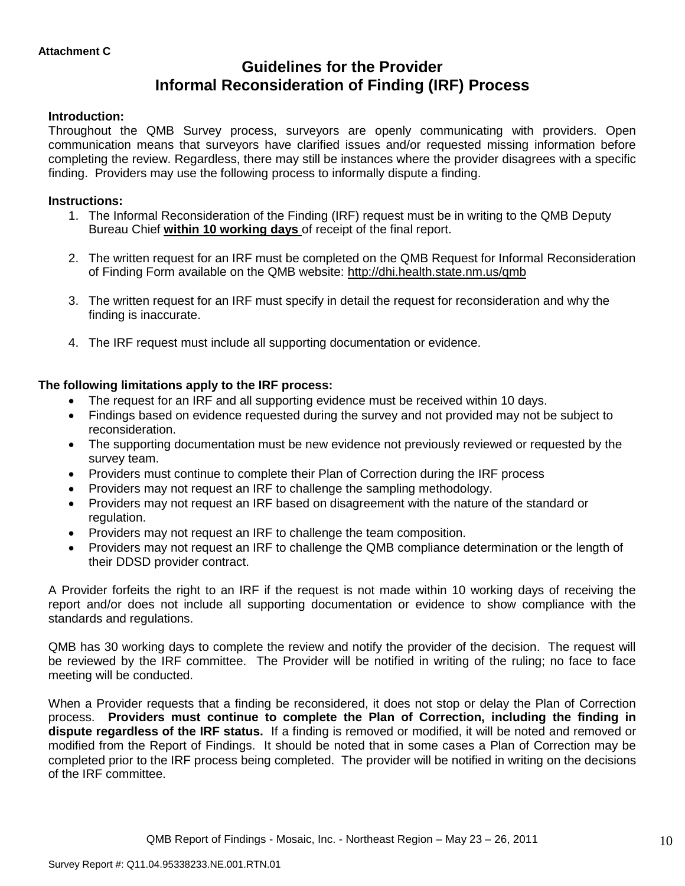**Attachment C**

# Guidelines for the Provider Informal Reconsideration of Finding (IRF) Process

**Introduction:**
Throughout the QMB Survey process, surveyors are openly communicating with providers. Open communication means that surveyors have clarified issues and/or requested missing information before completing the review. Regardless, there may still be instances where the provider disagrees with a specific finding. Providers may use the following process to informally dispute a finding.

**Instructions:**

1. The Informal Reconsideration of the Finding (IRF) request must be in writing to the QMB Deputy Bureau Chief **within 10 working days** of receipt of the final report.
2. The written request for an IRF must be completed on the QMB Request for Informal Reconsideration of Finding Form available on the QMB website: http://dhi.health.state.nm.us/qmb
3. The written request for an IRF must specify in detail the request for reconsideration and why the finding is inaccurate.
4. The IRF request must include all supporting documentation or evidence.

**The following limitations apply to the IRF process:**

- The request for an IRF and all supporting evidence must be received within 10 days.
- Findings based on evidence requested during the survey and not provided may not be subject to reconsideration.
- The supporting documentation must be new evidence not previously reviewed or requested by the survey team.
- Providers must continue to complete their Plan of Correction during the IRF process
- Providers may not request an IRF to challenge the sampling methodology.
- Providers may not request an IRF based on disagreement with the nature of the standard or regulation.
- Providers may not request an IRF to challenge the team composition.
- Providers may not request an IRF to challenge the QMB compliance determination or the length of their DDSD provider contract.

A Provider forfeits the right to an IRF if the request is not made within 10 working days of receiving the report and/or does not include all supporting documentation or evidence to show compliance with the standards and regulations.

QMB has 30 working days to complete the review and notify the provider of the decision. The request will be reviewed by the IRF committee. The Provider will be notified in writing of the ruling; no face to face meeting will be conducted.

When a Provider requests that a finding be reconsidered, it does not stop or delay the Plan of Correction process. **Providers must continue to complete the Plan of Correction, including the finding in dispute regardless of the IRF status.** If a finding is removed or modified, it will be noted and removed or modified from the Report of Findings. It should be noted that in some cases a Plan of Correction may be completed prior to the IRF process being completed. The provider will be notified in writing on the decisions of the IRF committee.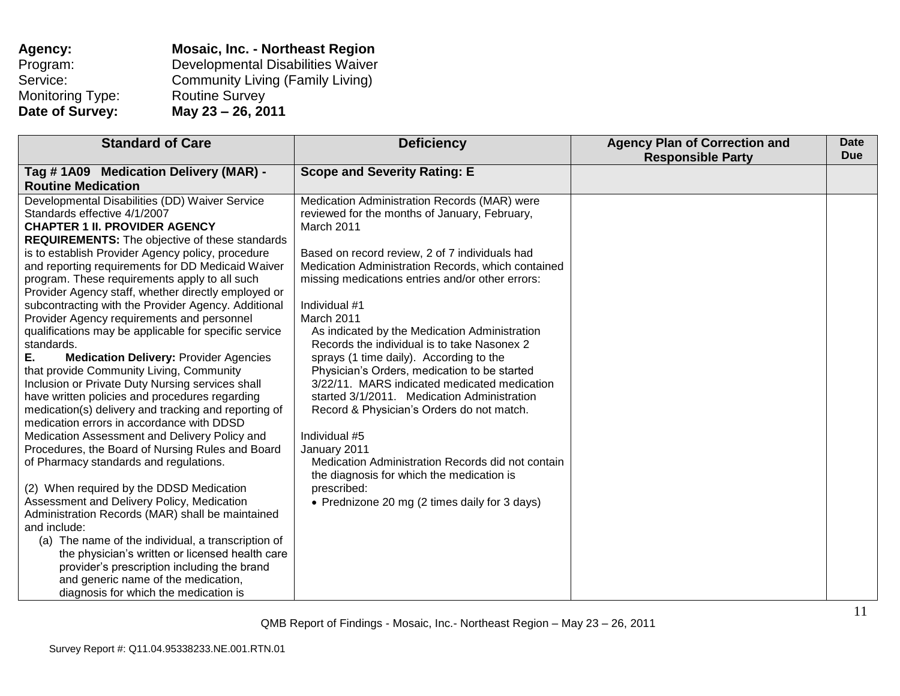**Agency:** **Mosaic, Inc. - Northeast Region**
Program: Developmental Disabilities Waiver
Service: Community Living (Family Living)
Monitoring Type: Routine Survey
**Date of Survey:** **May 23 – 26, 2011**

| Standard of Care | Deficiency | Agency Plan of Correction and Responsible Party | Date Due |
|---|---|---|---|
| **Tag # 1A09 Medication Delivery (MAR) - Routine Medication** | **Scope and Severity Rating: E** | | |
| Developmental Disabilities (DD) Waiver Service Standards effective 4/1/2007<br>**CHAPTER 1 II. PROVIDER AGENCY REQUIREMENTS:** The objective of these standards is to establish Provider Agency policy, procedure and reporting requirements for DD Medicaid Waiver program. These requirements apply to all such Provider Agency staff, whether directly employed or subcontracting with the Provider Agency. Additional Provider Agency requirements and personnel qualifications may be applicable for specific service standards.<br>**E. Medication Delivery:** Provider Agencies that provide Community Living, Community Inclusion or Private Duty Nursing services shall have written policies and procedures regarding medication(s) delivery and tracking and reporting of medication errors in accordance with DDSD Medication Assessment and Delivery Policy and Procedures, the Board of Nursing Rules and Board of Pharmacy standards and regulations.<br><br>(2) When required by the DDSD Medication Assessment and Delivery Policy, Medication Administration Records (MAR) shall be maintained and include:<br>(a) The name of the individual, a transcription of the physician's written or licensed health care provider's prescription including the brand and generic name of the medication, diagnosis for which the medication is | Medication Administration Records (MAR) were reviewed for the months of January, February, March 2011<br><br>Based on record review, 2 of 7 individuals had Medication Administration Records, which contained missing medications entries and/or other errors:<br><br>Individual #1<br>March 2011<br>As indicated by the Medication Administration Records the individual is to take Nasonex 2 sprays (1 time daily). According to the Physician's Orders, medication to be started 3/22/11. MARS indicated medicated medication started 3/1/2011. Medication Administration Record & Physician's Orders do not match.<br><br>Individual #5<br>January 2011<br>Medication Administration Records did not contain the diagnosis for which the medication is prescribed:<br>• Prednizone 20 mg (2 times daily for 3 days) | | |

QMB Report of Findings - Mosaic, Inc.- Northeast Region – May 23 – 26, 2011

Survey Report #: Q11.04.95338233.NE.001.RTN.01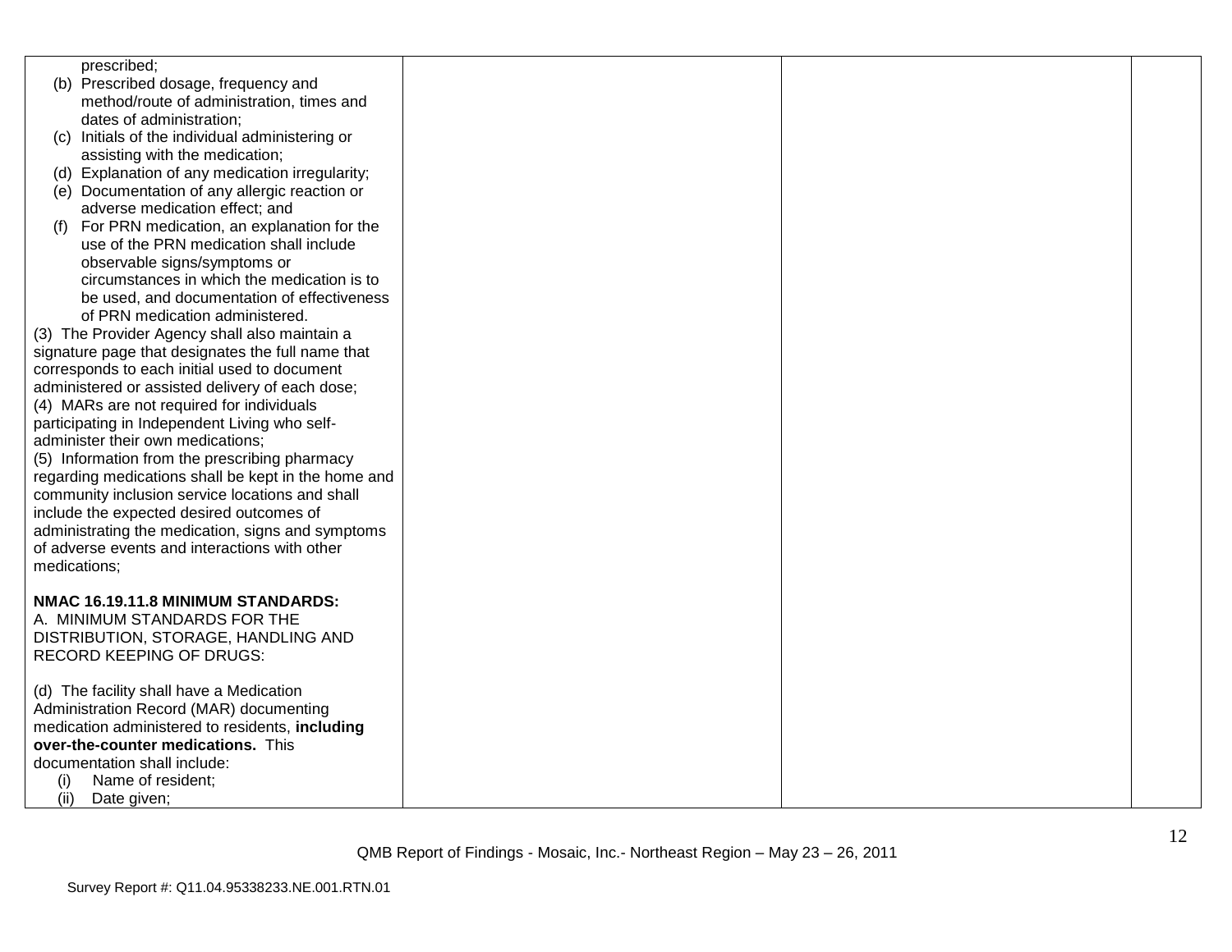| | | | |
|---|---|---|---|
| prescribed;<br>(b) Prescribed dosage, frequency and method/route of administration, times and dates of administration;<br>(c) Initials of the individual administering or assisting with the medication;<br>(d) Explanation of any medication irregularity;<br>(e) Documentation of any allergic reaction or adverse medication effect; and<br>(f) For PRN medication, an explanation for the use of the PRN medication shall include observable signs/symptoms or circumstances in which the medication is to be used, and documentation of effectiveness of PRN medication administered.<br>(3) The Provider Agency shall also maintain a signature page that designates the full name that corresponds to each initial used to document administered or assisted delivery of each dose;<br>(4) MARs are not required for individuals participating in Independent Living who self-administer their own medications;<br>(5) Information from the prescribing pharmacy regarding medications shall be kept in the home and community inclusion service locations and shall include the expected desired outcomes of administrating the medication, signs and symptoms of adverse events and interactions with other medications;<br><br>**NMAC 16.19.11.8 MINIMUM STANDARDS:**<br>A. MINIMUM STANDARDS FOR THE DISTRIBUTION, STORAGE, HANDLING AND RECORD KEEPING OF DRUGS:<br><br>(d) The facility shall have a Medication Administration Record (MAR) documenting medication administered to residents, **including over-the-counter medications.** This documentation shall include:<br>(i) Name of resident;<br>(ii) Date given; | | | |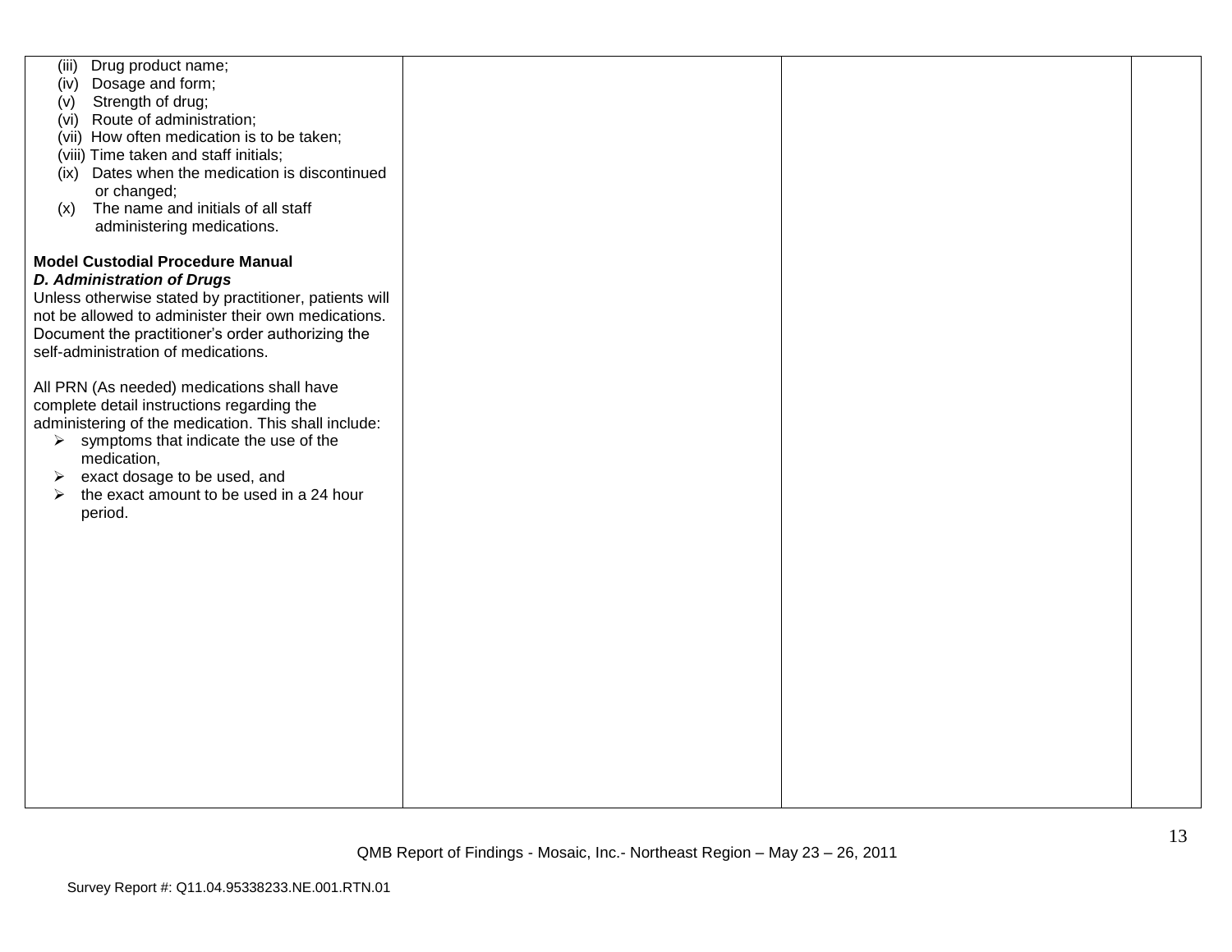| | | | |
|---|---|---|---|
| (iii) Drug product name;<br>(iv) Dosage and form;<br>(v) Strength of drug;<br>(vi) Route of administration;<br>(vii) How often medication is to be taken;<br>(viii) Time taken and staff initials;<br>(ix) Dates when the medication is discontinued or changed;<br>(x) The name and initials of all staff administering medications.<br><br>**Model Custodial Procedure Manual**<br>***D. Administration of Drugs***<br>Unless otherwise stated by practitioner, patients will not be allowed to administer their own medications. Document the practitioner's order authorizing the self-administration of medications.<br><br>All PRN (As needed) medications shall have complete detail instructions regarding the administering of the medication. This shall include:<br>➢ symptoms that indicate the use of the medication,<br>➢ exact dosage to be used, and<br>➢ the exact amount to be used in a 24 hour period. | | | |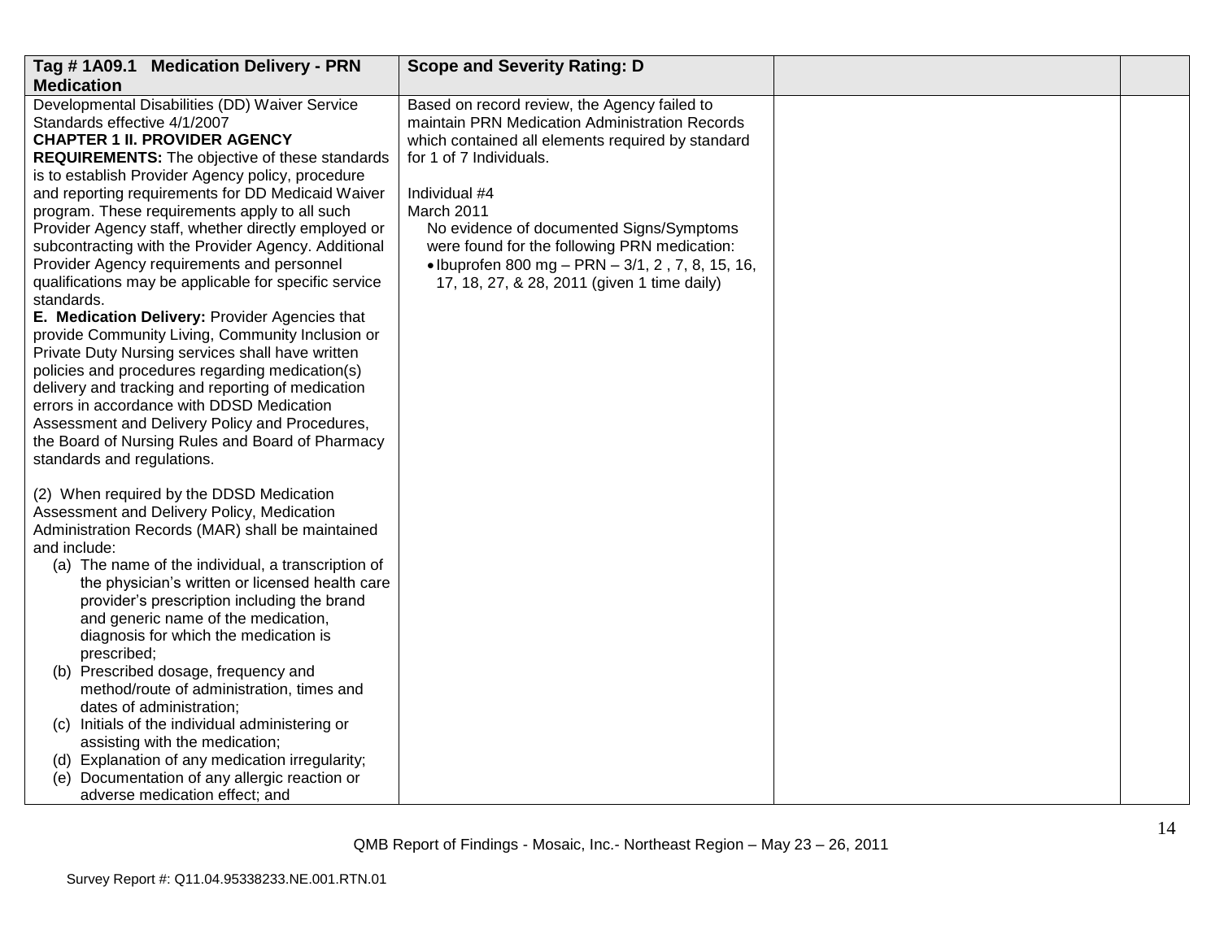| Tag # 1A09.1 Medication Delivery - PRN Medication | Scope and Severity Rating: D | | |
|---|---|---|---|
| Developmental Disabilities (DD) Waiver Service Standards effective 4/1/2007<br>**CHAPTER 1 II. PROVIDER AGENCY REQUIREMENTS:** The objective of these standards is to establish Provider Agency policy, procedure and reporting requirements for DD Medicaid Waiver program. These requirements apply to all such Provider Agency staff, whether directly employed or subcontracting with the Provider Agency. Additional Provider Agency requirements and personnel qualifications may be applicable for specific service standards.<br>**E. Medication Delivery:** Provider Agencies that provide Community Living, Community Inclusion or Private Duty Nursing services shall have written policies and procedures regarding medication(s) delivery and tracking and reporting of medication errors in accordance with DDSD Medication Assessment and Delivery Policy and Procedures, the Board of Nursing Rules and Board of Pharmacy standards and regulations.<br><br>(2) When required by the DDSD Medication Assessment and Delivery Policy, Medication Administration Records (MAR) shall be maintained and include:<br>(a) The name of the individual, a transcription of the physician's written or licensed health care provider's prescription including the brand and generic name of the medication, diagnosis for which the medication is prescribed;<br>(b) Prescribed dosage, frequency and method/route of administration, times and dates of administration;<br>(c) Initials of the individual administering or assisting with the medication;<br>(d) Explanation of any medication irregularity;<br>(e) Documentation of any allergic reaction or adverse medication effect; and | Based on record review, the Agency failed to maintain PRN Medication Administration Records which contained all elements required by standard for 1 of 7 Individuals.<br><br>Individual #4<br>March 2011<br>No evidence of documented Signs/Symptoms were found for the following PRN medication:<br>• Ibuprofen 800 mg – PRN – 3/1, 2 , 7, 8, 15, 16, 17, 18, 27, & 28, 2011 (given 1 time daily) | | |

QMB Report of Findings - Mosaic, Inc.- Northeast Region – May 23 – 26, 2011

Survey Report #: Q11.04.95338233.NE.001.RTN.01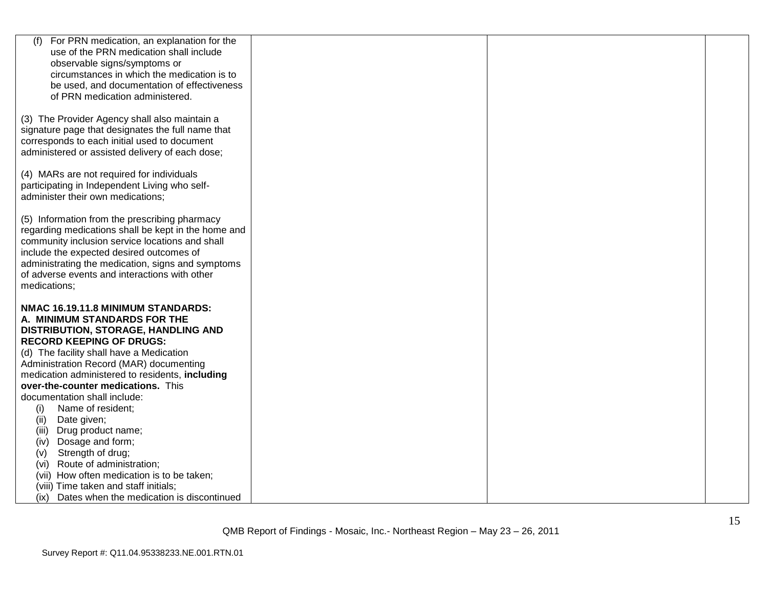| | | | |
|---|---|---|---|
| (f) For PRN medication, an explanation for the use of the PRN medication shall include observable signs/symptoms or circumstances in which the medication is to be used, and documentation of effectiveness of PRN medication administered.<br><br>(3) The Provider Agency shall also maintain a signature page that designates the full name that corresponds to each initial used to document administered or assisted delivery of each dose;<br><br>(4) MARs are not required for individuals participating in Independent Living who self-administer their own medications;<br><br>(5) Information from the prescribing pharmacy regarding medications shall be kept in the home and community inclusion service locations and shall include the expected desired outcomes of administrating the medication, signs and symptoms of adverse events and interactions with other medications;<br><br>**NMAC 16.19.11.8 MINIMUM STANDARDS:**<br>**A. MINIMUM STANDARDS FOR THE DISTRIBUTION, STORAGE, HANDLING AND RECORD KEEPING OF DRUGS:**<br>(d) The facility shall have a Medication Administration Record (MAR) documenting medication administered to residents, **including over-the-counter medications.** This documentation shall include:<br>(i) Name of resident;<br>(ii) Date given;<br>(iii) Drug product name;<br>(iv) Dosage and form;<br>(v) Strength of drug;<br>(vi) Route of administration;<br>(vii) How often medication is to be taken;<br>(viii) Time taken and staff initials;<br>(ix) Dates when the medication is discontinued | | | |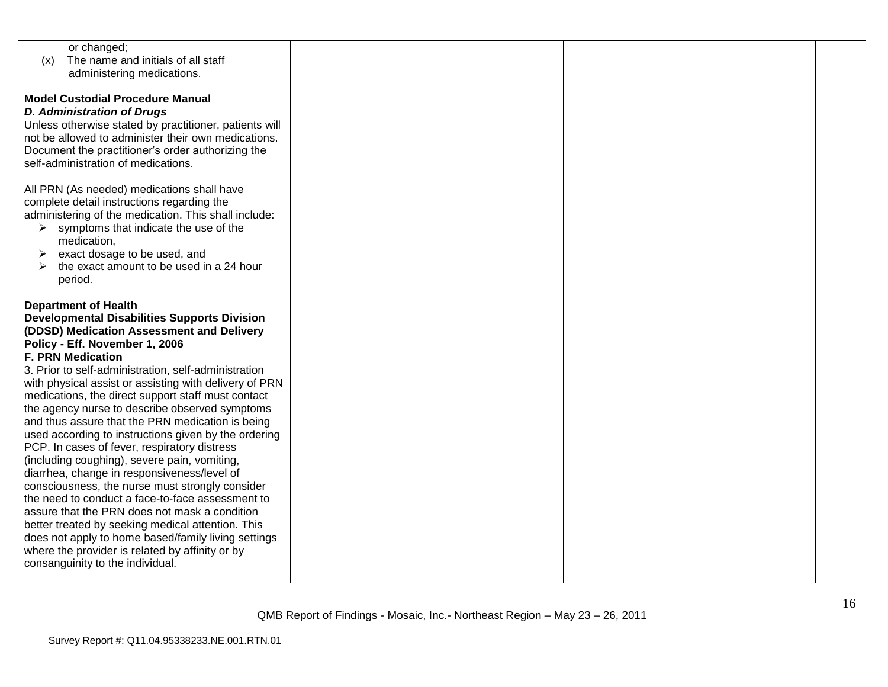| | | | |
|---|---|---|---|
| or changed;<br>(x) The name and initials of all staff administering medications.<br><br>**Model Custodial Procedure Manual**<br>***D. Administration of Drugs***<br>Unless otherwise stated by practitioner, patients will not be allowed to administer their own medications. Document the practitioner's order authorizing the self-administration of medications.<br><br>All PRN (As needed) medications shall have complete detail instructions regarding the administering of the medication. This shall include:<br>➢ symptoms that indicate the use of the medication,<br>➢ exact dosage to be used, and<br>➢ the exact amount to be used in a 24 hour period.<br><br>**Department of Health**<br>**Developmental Disabilities Supports Division (DDSD) Medication Assessment and Delivery Policy - Eff. November 1, 2006**<br>**F. PRN Medication**<br>3. Prior to self-administration, self-administration with physical assist or assisting with delivery of PRN medications, the direct support staff must contact the agency nurse to describe observed symptoms and thus assure that the PRN medication is being used according to instructions given by the ordering PCP. In cases of fever, respiratory distress (including coughing), severe pain, vomiting, diarrhea, change in responsiveness/level of consciousness, the nurse must strongly consider the need to conduct a face-to-face assessment to assure that the PRN does not mask a condition better treated by seeking medical attention. This does not apply to home based/family living settings where the provider is related by affinity or by consanguinity to the individual. | | | |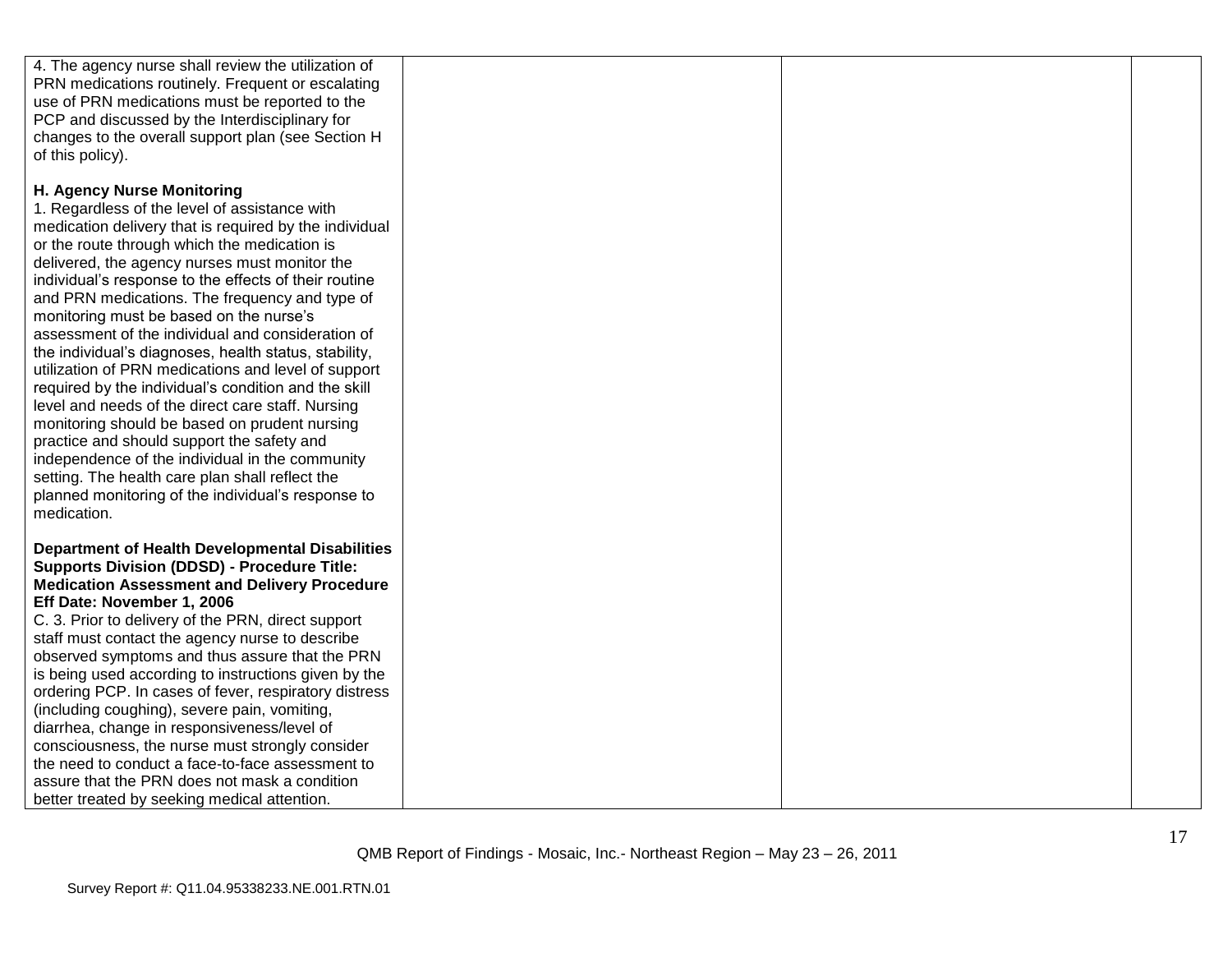| | | | |
|---|---|---|---|
| 4. The agency nurse shall review the utilization of PRN medications routinely. Frequent or escalating use of PRN medications must be reported to the PCP and discussed by the Interdisciplinary for changes to the overall support plan (see Section H of this policy).<br><br>**H. Agency Nurse Monitoring**<br>1. Regardless of the level of assistance with medication delivery that is required by the individual or the route through which the medication is delivered, the agency nurses must monitor the individual's response to the effects of their routine and PRN medications. The frequency and type of monitoring must be based on the nurse's assessment of the individual and consideration of the individual's diagnoses, health status, stability, utilization of PRN medications and level of support required by the individual's condition and the skill level and needs of the direct care staff. Nursing monitoring should be based on prudent nursing practice and should support the safety and independence of the individual in the community setting. The health care plan shall reflect the planned monitoring of the individual's response to medication.<br><br>**Department of Health Developmental Disabilities Supports Division (DDSD) - Procedure Title: Medication Assessment and Delivery Procedure Eff Date: November 1, 2006**<br>C. 3. Prior to delivery of the PRN, direct support staff must contact the agency nurse to describe observed symptoms and thus assure that the PRN is being used according to instructions given by the ordering PCP. In cases of fever, respiratory distress (including coughing), severe pain, vomiting, diarrhea, change in responsiveness/level of consciousness, the nurse must strongly consider the need to conduct a face-to-face assessment to assure that the PRN does not mask a condition better treated by seeking medical attention. | | | |

QMB Report of Findings - Mosaic, Inc.- Northeast Region – May 23 – 26, 2011

Survey Report #: Q11.04.95338233.NE.001.RTN.01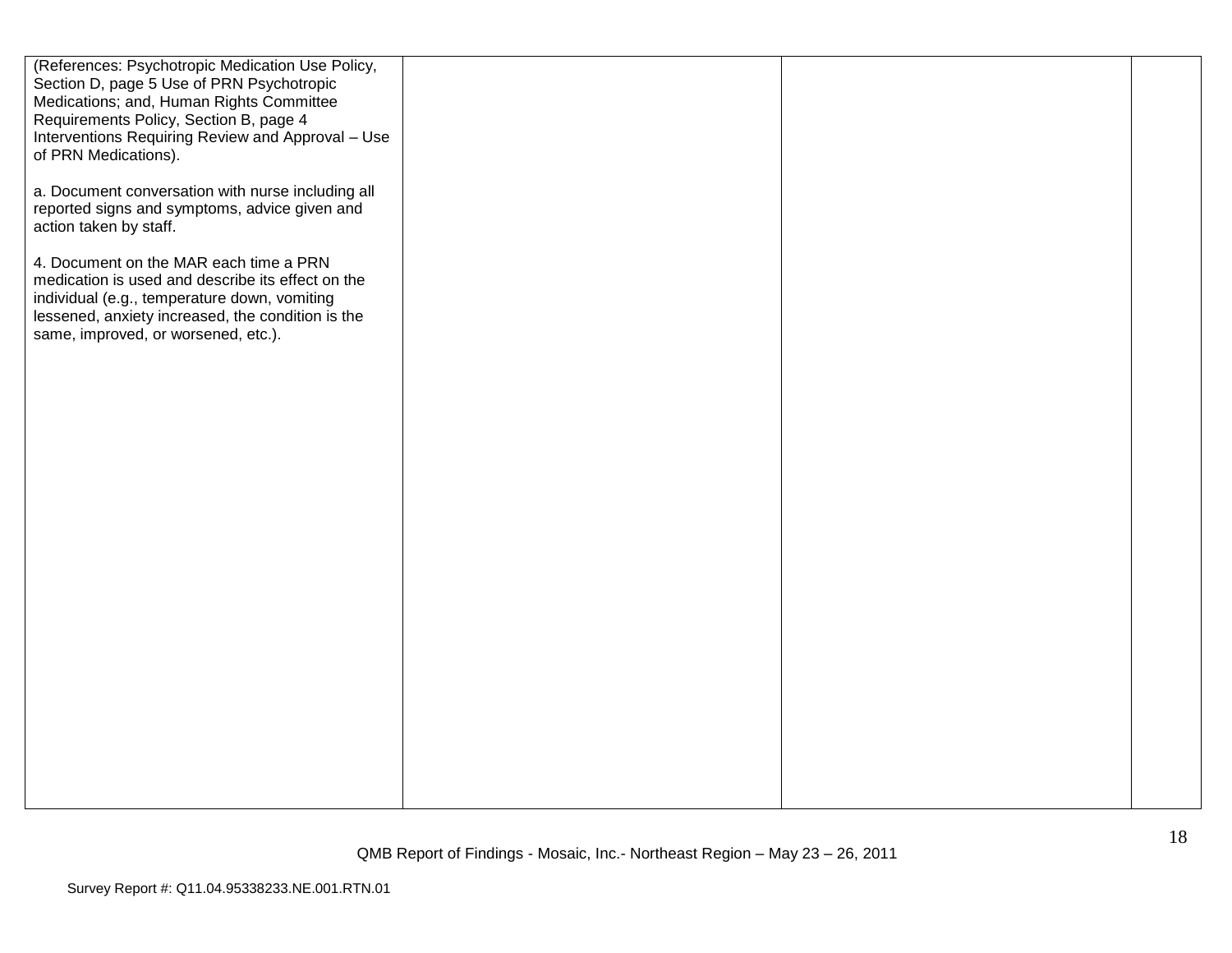| | | | |
|---|---|---|---|
| (References: Psychotropic Medication Use Policy, Section D, page 5 Use of PRN Psychotropic Medications; and, Human Rights Committee Requirements Policy, Section B, page 4 Interventions Requiring Review and Approval – Use of PRN Medications).<br><br>a. Document conversation with nurse including all reported signs and symptoms, advice given and action taken by staff.<br><br>4. Document on the MAR each time a PRN medication is used and describe its effect on the individual (e.g., temperature down, vomiting lessened, anxiety increased, the condition is the same, improved, or worsened, etc.). | | | |

QMB Report of Findings - Mosaic, Inc.- Northeast Region – May 23 – 26, 2011

Survey Report #: Q11.04.95338233.NE.001.RTN.01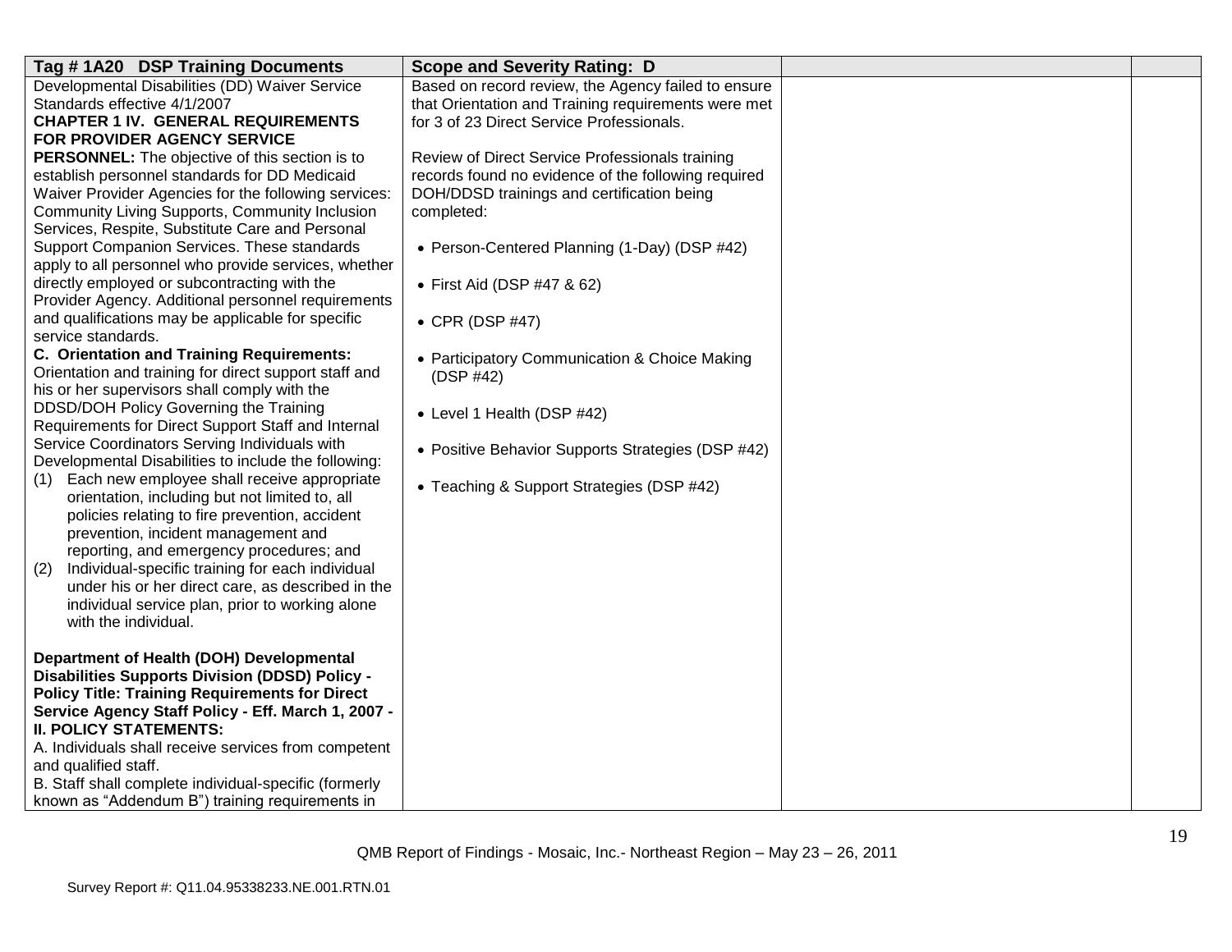| Tag # 1A20 DSP Training Documents | Scope and Severity Rating: D | | |
|---|---|---|---|
| Developmental Disabilities (DD) Waiver Service Standards effective 4/1/2007<br>**CHAPTER 1 IV. GENERAL REQUIREMENTS FOR PROVIDER AGENCY SERVICE PERSONNEL:** The objective of this section is to establish personnel standards for DD Medicaid Waiver Provider Agencies for the following services: Community Living Supports, Community Inclusion Services, Respite, Substitute Care and Personal Support Companion Services. These standards apply to all personnel who provide services, whether directly employed or subcontracting with the Provider Agency. Additional personnel requirements and qualifications may be applicable for specific service standards.<br>**C. Orientation and Training Requirements:** Orientation and training for direct support staff and his or her supervisors shall comply with the DDSD/DOH Policy Governing the Training Requirements for Direct Support Staff and Internal Service Coordinators Serving Individuals with Developmental Disabilities to include the following:<br>(1) Each new employee shall receive appropriate orientation, including but not limited to, all policies relating to fire prevention, accident prevention, incident management and reporting, and emergency procedures; and<br>(2) Individual-specific training for each individual under his or her direct care, as described in the individual service plan, prior to working alone with the individual.<br><br>**Department of Health (DOH) Developmental Disabilities Supports Division (DDSD) Policy - Policy Title: Training Requirements for Direct Service Agency Staff Policy - Eff. March 1, 2007 - II. POLICY STATEMENTS:**<br>A. Individuals shall receive services from competent and qualified staff.<br>B. Staff shall complete individual-specific (formerly known as "Addendum B") training requirements in | Based on record review, the Agency failed to ensure that Orientation and Training requirements were met for 3 of 23 Direct Service Professionals.<br><br>Review of Direct Service Professionals training records found no evidence of the following required DOH/DDSD trainings and certification being completed:<br><br>• Person-Centered Planning (1-Day) (DSP #42)<br><br>• First Aid (DSP #47 & 62)<br><br>• CPR (DSP #47)<br><br>• Participatory Communication & Choice Making (DSP #42)<br><br>• Level 1 Health (DSP #42)<br><br>• Positive Behavior Supports Strategies (DSP #42)<br><br>• Teaching & Support Strategies (DSP #42) | | |

QMB Report of Findings - Mosaic, Inc.- Northeast Region – May 23 – 26, 2011

Survey Report #: Q11.04.95338233.NE.001.RTN.01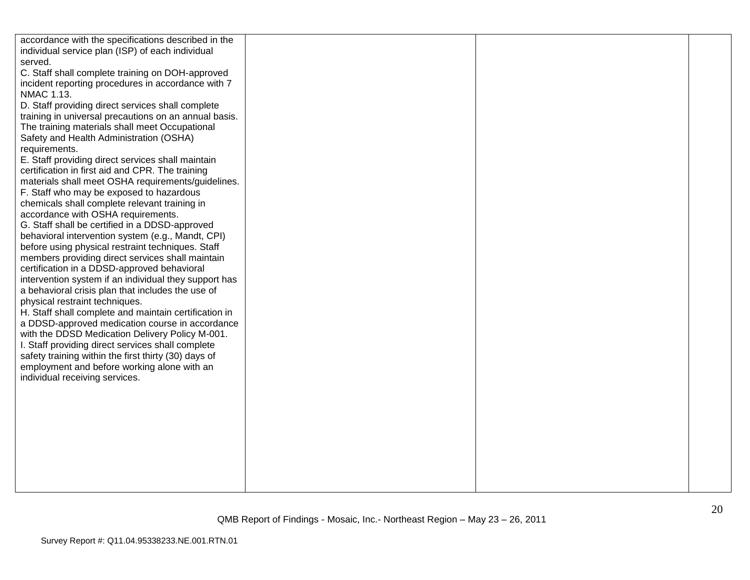| | | | |
|---|---|---|---|
| accordance with the specifications described in the individual service plan (ISP) of each individual served.<br>C. Staff shall complete training on DOH-approved incident reporting procedures in accordance with 7 NMAC 1.13.<br>D. Staff providing direct services shall complete training in universal precautions on an annual basis. The training materials shall meet Occupational Safety and Health Administration (OSHA) requirements.<br>E. Staff providing direct services shall maintain certification in first aid and CPR. The training materials shall meet OSHA requirements/guidelines.<br>F. Staff who may be exposed to hazardous chemicals shall complete relevant training in accordance with OSHA requirements.<br>G. Staff shall be certified in a DDSD-approved behavioral intervention system (e.g., Mandt, CPI) before using physical restraint techniques. Staff members providing direct services shall maintain certification in a DDSD-approved behavioral intervention system if an individual they support has a behavioral crisis plan that includes the use of physical restraint techniques.<br>H. Staff shall complete and maintain certification in a DDSD-approved medication course in accordance with the DDSD Medication Delivery Policy M-001.<br>I. Staff providing direct services shall complete safety training within the first thirty (30) days of employment and before working alone with an individual receiving services. | | | |

QMB Report of Findings - Mosaic, Inc.- Northeast Region – May 23 – 26, 2011

Survey Report #: Q11.04.95338233.NE.001.RTN.01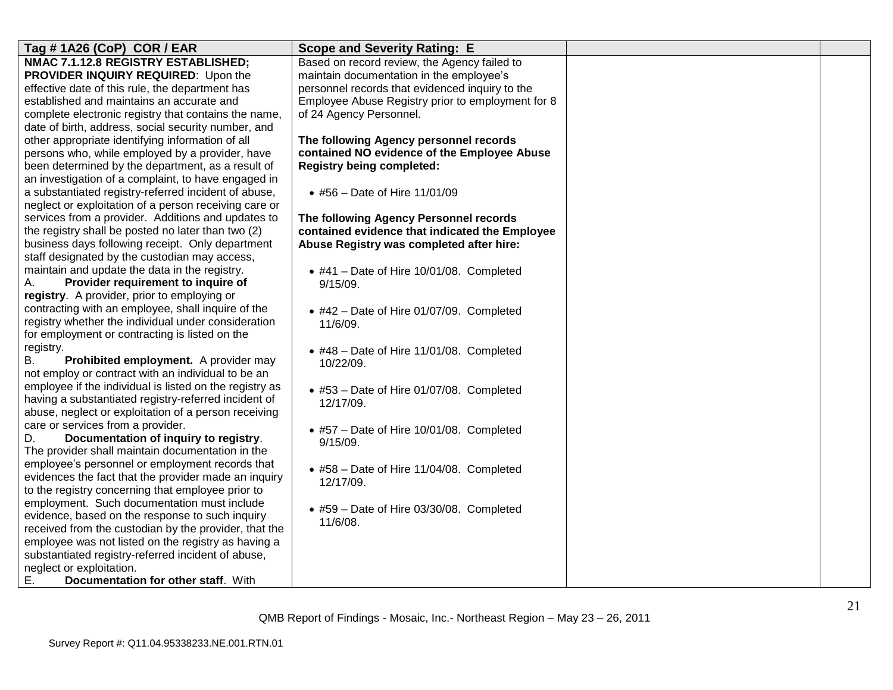| Tag # 1A26 (CoP) COR / EAR | Scope and Severity Rating: E | | |
|---|---|---|---|
| **NMAC 7.1.12.8 REGISTRY ESTABLISHED; PROVIDER INQUIRY REQUIRED**: Upon the effective date of this rule, the department has established and maintains an accurate and complete electronic registry that contains the name, date of birth, address, social security number, and other appropriate identifying information of all persons who, while employed by a provider, have been determined by the department, as a result of an investigation of a complaint, to have engaged in a substantiated registry-referred incident of abuse, neglect or exploitation of a person receiving care or services from a provider. Additions and updates to the registry shall be posted no later than two (2) business days following receipt. Only department staff designated by the custodian may access, maintain and update the data in the registry.<br>A. **Provider requirement to inquire of registry**. A provider, prior to employing or contracting with an employee, shall inquire of the registry whether the individual under consideration for employment or contracting is listed on the registry.<br>B. **Prohibited employment.** A provider may not employ or contract with an individual to be an employee if the individual is listed on the registry as having a substantiated registry-referred incident of abuse, neglect or exploitation of a person receiving care or services from a provider.<br>D. **Documentation of inquiry to registry**. The provider shall maintain documentation in the employee's personnel or employment records that evidences the fact that the provider made an inquiry to the registry concerning that employee prior to employment. Such documentation must include evidence, based on the response to such inquiry received from the custodian by the provider, that the employee was not listed on the registry as having a substantiated registry-referred incident of abuse, neglect or exploitation.<br>E. **Documentation for other staff**. With | Based on record review, the Agency failed to maintain documentation in the employee's personnel records that evidenced inquiry to the Employee Abuse Registry prior to employment for 8 of 24 Agency Personnel.<br><br>**The following Agency personnel records contained NO evidence of the Employee Abuse Registry being completed:**<br><br>• #56 – Date of Hire 11/01/09<br><br>**The following Agency Personnel records contained evidence that indicated the Employee Abuse Registry was completed after hire:**<br><br>• #41 – Date of Hire 10/01/08. Completed 9/15/09.<br><br>• #42 – Date of Hire 01/07/09. Completed 11/6/09.<br><br>• #48 – Date of Hire 11/01/08. Completed 10/22/09.<br><br>• #53 – Date of Hire 01/07/08. Completed 12/17/09.<br><br>• #57 – Date of Hire 10/01/08. Completed 9/15/09.<br><br>• #58 – Date of Hire 11/04/08. Completed 12/17/09.<br><br>• #59 – Date of Hire 03/30/08. Completed 11/6/08. | | |

QMB Report of Findings - Mosaic, Inc.- Northeast Region – May 23 – 26, 2011

Survey Report #: Q11.04.95338233.NE.001.RTN.01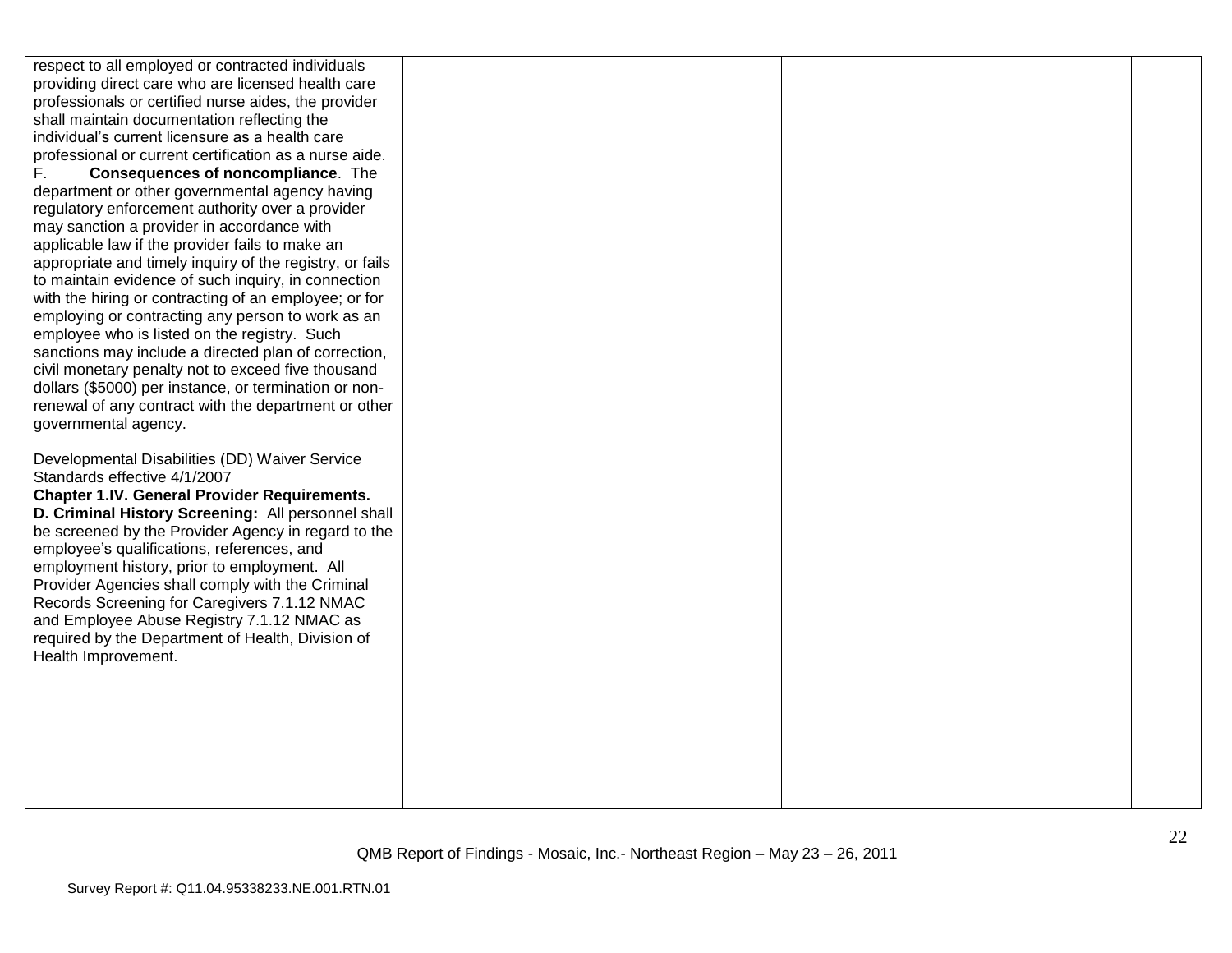| | | | |
|---|---|---|---|
| respect to all employed or contracted individuals providing direct care who are licensed health care professionals or certified nurse aides, the provider shall maintain documentation reflecting the individual's current licensure as a health care professional or current certification as a nurse aide.<br>F. **Consequences of noncompliance**. The department or other governmental agency having regulatory enforcement authority over a provider may sanction a provider in accordance with applicable law if the provider fails to make an appropriate and timely inquiry of the registry, or fails to maintain evidence of such inquiry, in connection with the hiring or contracting of an employee; or for employing or contracting any person to work as an employee who is listed on the registry. Such sanctions may include a directed plan of correction, civil monetary penalty not to exceed five thousand dollars ($5000) per instance, or termination or non-renewal of any contract with the department or other governmental agency.<br><br>Developmental Disabilities (DD) Waiver Service Standards effective 4/1/2007<br>**Chapter 1.IV. General Provider Requirements.**<br>**D. Criminal History Screening:** All personnel shall be screened by the Provider Agency in regard to the employee's qualifications, references, and employment history, prior to employment. All Provider Agencies shall comply with the Criminal Records Screening for Caregivers 7.1.12 NMAC and Employee Abuse Registry 7.1.12 NMAC as required by the Department of Health, Division of Health Improvement. | | | |

QMB Report of Findings - Mosaic, Inc.- Northeast Region – May 23 – 26, 2011

Survey Report #: Q11.04.95338233.NE.001.RTN.01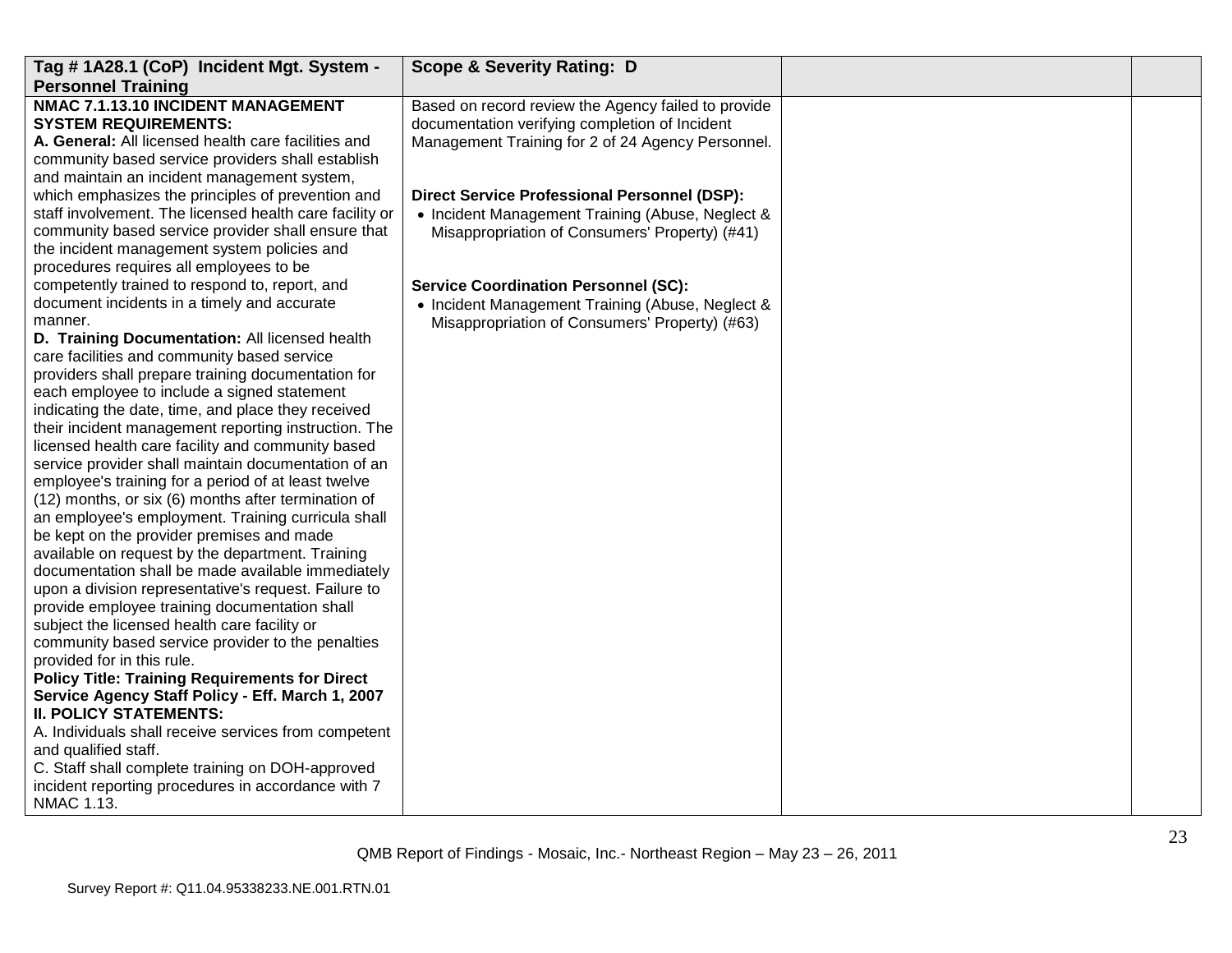| Tag # 1A28.1 (CoP) Incident Mgt. System - Personnel Training | Scope & Severity Rating: D | | |
|---|---|---|---|
| **NMAC 7.1.13.10 INCIDENT MANAGEMENT SYSTEM REQUIREMENTS:**<br>**A. General:** All licensed health care facilities and community based service providers shall establish and maintain an incident management system, which emphasizes the principles of prevention and staff involvement. The licensed health care facility or community based service provider shall ensure that the incident management system policies and procedures requires all employees to be competently trained to respond to, report, and document incidents in a timely and accurate manner.<br>**D. Training Documentation:** All licensed health care facilities and community based service providers shall prepare training documentation for each employee to include a signed statement indicating the date, time, and place they received their incident management reporting instruction. The licensed health care facility and community based service provider shall maintain documentation of an employee's training for a period of at least twelve (12) months, or six (6) months after termination of an employee's employment. Training curricula shall be kept on the provider premises and made available on request by the department. Training documentation shall be made available immediately upon a division representative's request. Failure to provide employee training documentation shall subject the licensed health care facility or community based service provider to the penalties provided for in this rule.<br>**Policy Title: Training Requirements for Direct Service Agency Staff Policy - Eff. March 1, 2007**<br>**II. POLICY STATEMENTS:**<br>A. Individuals shall receive services from competent and qualified staff.<br>C. Staff shall complete training on DOH-approved incident reporting procedures in accordance with 7 NMAC 1.13. | Based on record review the Agency failed to provide documentation verifying completion of Incident Management Training for 2 of 24 Agency Personnel.<br><br>**Direct Service Professional Personnel (DSP):**<br>• Incident Management Training (Abuse, Neglect & Misappropriation of Consumers' Property) (#41)<br><br>**Service Coordination Personnel (SC):**<br>• Incident Management Training (Abuse, Neglect & Misappropriation of Consumers' Property) (#63) | | |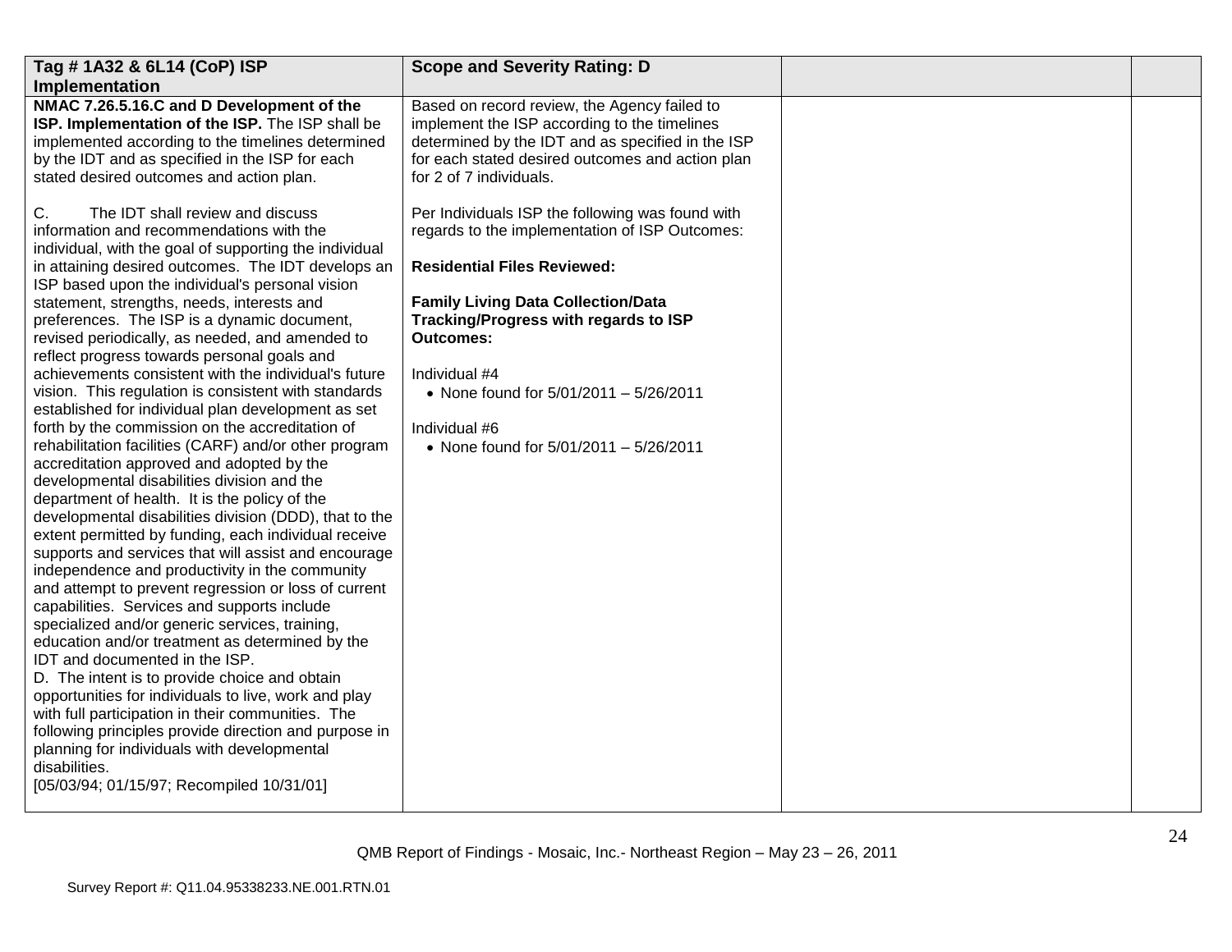| Tag # 1A32 & 6L14 (CoP) ISP Implementation | Scope and Severity Rating: D | | |
|---|---|---|---|
| **NMAC 7.26.5.16.C and D Development of the ISP. Implementation of the ISP.** The ISP shall be implemented according to the timelines determined by the IDT and as specified in the ISP for each stated desired outcomes and action plan.<br><br>C. The IDT shall review and discuss information and recommendations with the individual, with the goal of supporting the individual in attaining desired outcomes. The IDT develops an ISP based upon the individual's personal vision statement, strengths, needs, interests and preferences. The ISP is a dynamic document, revised periodically, as needed, and amended to reflect progress towards personal goals and achievements consistent with the individual's future vision. This regulation is consistent with standards established for individual plan development as set forth by the commission on the accreditation of rehabilitation facilities (CARF) and/or other program accreditation approved and adopted by the developmental disabilities division and the department of health. It is the policy of the developmental disabilities division (DDD), that to the extent permitted by funding, each individual receive supports and services that will assist and encourage independence and productivity in the community and attempt to prevent regression or loss of current capabilities. Services and supports include specialized and/or generic services, training, education and/or treatment as determined by the IDT and documented in the ISP.<br>D. The intent is to provide choice and obtain opportunities for individuals to live, work and play with full participation in their communities. The following principles provide direction and purpose in planning for individuals with developmental disabilities.<br>[05/03/94; 01/15/97; Recompiled 10/31/01] | Based on record review, the Agency failed to implement the ISP according to the timelines determined by the IDT and as specified in the ISP for each stated desired outcomes and action plan for 2 of 7 individuals.<br><br>Per Individuals ISP the following was found with regards to the implementation of ISP Outcomes:<br><br>**Residential Files Reviewed:**<br><br>**Family Living Data Collection/Data Tracking/Progress with regards to ISP Outcomes:**<br><br>Individual #4<br>• None found for 5/01/2011 – 5/26/2011<br><br>Individual #6<br>• None found for 5/01/2011 – 5/26/2011 | | |

QMB Report of Findings - Mosaic, Inc.- Northeast Region – May 23 – 26, 2011

Survey Report #: Q11.04.95338233.NE.001.RTN.01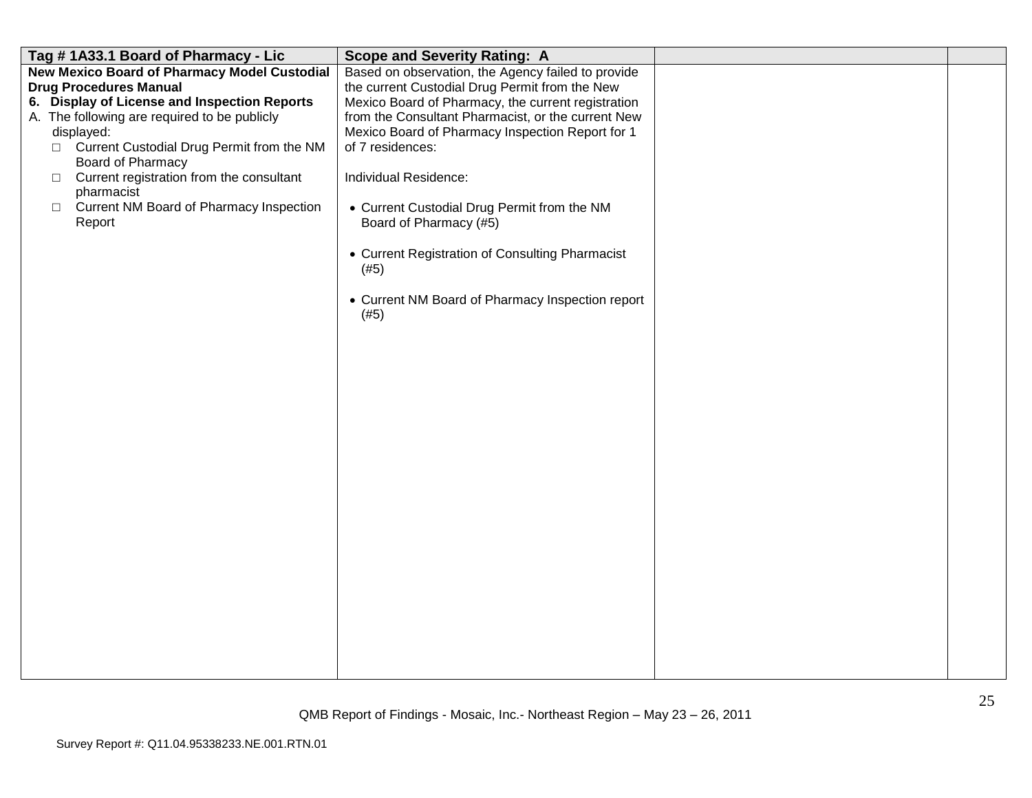| Tag # 1A33.1 Board of Pharmacy - Lic | Scope and Severity Rating: A | | |
|---|---|---|---|
| **New Mexico Board of Pharmacy Model Custodial Drug Procedures Manual**<br>**6. Display of License and Inspection Reports**<br>A. The following are required to be publicly displayed:<br>□ Current Custodial Drug Permit from the NM Board of Pharmacy<br>□ Current registration from the consultant pharmacist<br>□ Current NM Board of Pharmacy Inspection Report | Based on observation, the Agency failed to provide the current Custodial Drug Permit from the New Mexico Board of Pharmacy, the current registration from the Consultant Pharmacist, or the current New Mexico Board of Pharmacy Inspection Report for 1 of 7 residences:<br><br>Individual Residence:<br><br>• Current Custodial Drug Permit from the NM Board of Pharmacy (#5)<br><br>• Current Registration of Consulting Pharmacist (#5)<br><br>• Current NM Board of Pharmacy Inspection report (#5) | | |

QMB Report of Findings - Mosaic, Inc.- Northeast Region – May 23 – 26, 2011

Survey Report #: Q11.04.95338233.NE.001.RTN.01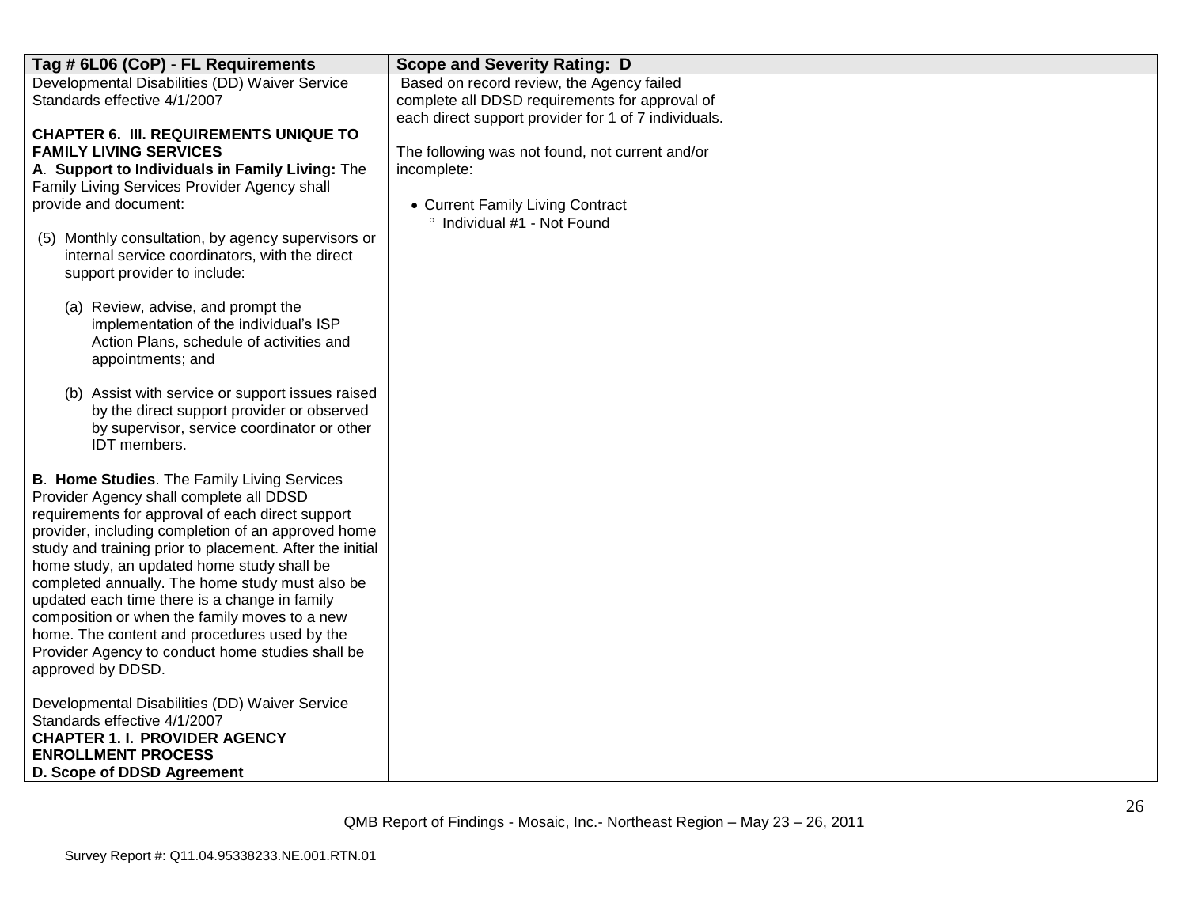| Tag # 6L06 (CoP) - FL Requirements | Scope and Severity Rating: D | | |
|---|---|---|---|
| Developmental Disabilities (DD) Waiver Service Standards effective 4/1/2007<br><br>**CHAPTER 6. III. REQUIREMENTS UNIQUE TO FAMILY LIVING SERVICES**<br>**A**. **Support to Individuals in Family Living:** The Family Living Services Provider Agency shall provide and document:<br><br>(5) Monthly consultation, by agency supervisors or internal service coordinators, with the direct support provider to include:<br><br>(a) Review, advise, and prompt the implementation of the individual's ISP Action Plans, schedule of activities and appointments; and<br><br>(b) Assist with service or support issues raised by the direct support provider or observed by supervisor, service coordinator or other IDT members.<br><br>**B**. **Home Studies**. The Family Living Services Provider Agency shall complete all DDSD requirements for approval of each direct support provider, including completion of an approved home study and training prior to placement. After the initial home study, an updated home study shall be completed annually. The home study must also be updated each time there is a change in family composition or when the family moves to a new home. The content and procedures used by the Provider Agency to conduct home studies shall be approved by DDSD.<br><br>Developmental Disabilities (DD) Waiver Service Standards effective 4/1/2007<br>**CHAPTER 1. I. PROVIDER AGENCY ENROLLMENT PROCESS**<br>**D. Scope of DDSD Agreement** | Based on record review, the Agency failed complete all DDSD requirements for approval of each direct support provider for 1 of 7 individuals.<br><br>The following was not found, not current and/or incomplete:<br><br>• Current Family Living Contract<br>° Individual #1 - Not Found | | |

QMB Report of Findings - Mosaic, Inc.- Northeast Region – May 23 – 26, 2011

Survey Report #: Q11.04.95338233.NE.001.RTN.01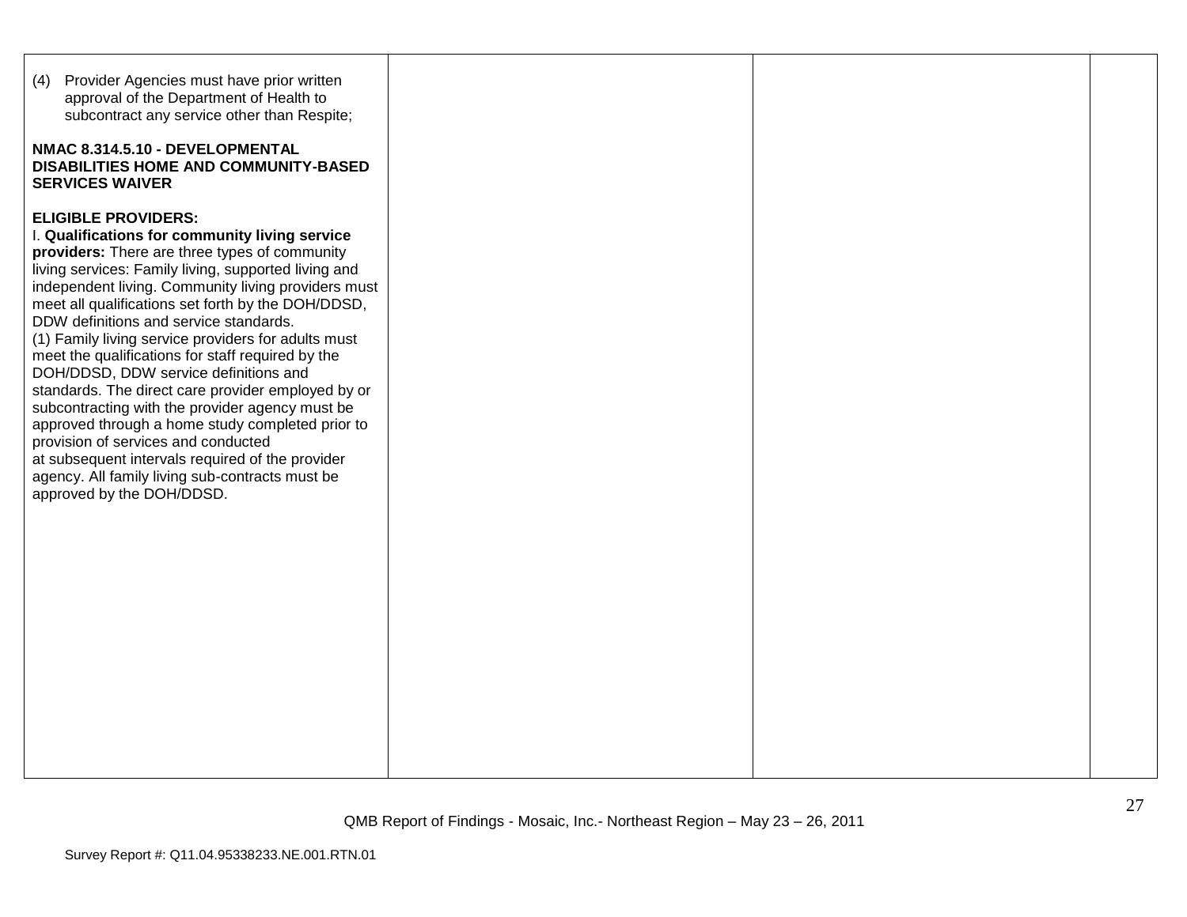| | | | |
|---|---|---|---|
| (4) Provider Agencies must have prior written approval of the Department of Health to subcontract any service other than Respite;<br><br>**NMAC 8.314.5.10 - DEVELOPMENTAL DISABILITIES HOME AND COMMUNITY-BASED SERVICES WAIVER**<br><br>**ELIGIBLE PROVIDERS:**<br>I. **Qualifications for community living service providers:** There are three types of community living services: Family living, supported living and independent living. Community living providers must meet all qualifications set forth by the DOH/DDSD, DDW definitions and service standards.<br>(1) Family living service providers for adults must meet the qualifications for staff required by the DOH/DDSD, DDW service definitions and standards. The direct care provider employed by or subcontracting with the provider agency must be approved through a home study completed prior to provision of services and conducted at subsequent intervals required of the provider agency. All family living sub-contracts must be approved by the DOH/DDSD. | | | |

QMB Report of Findings - Mosaic, Inc.- Northeast Region – May 23 – 26, 2011

Survey Report #: Q11.04.95338233.NE.001.RTN.01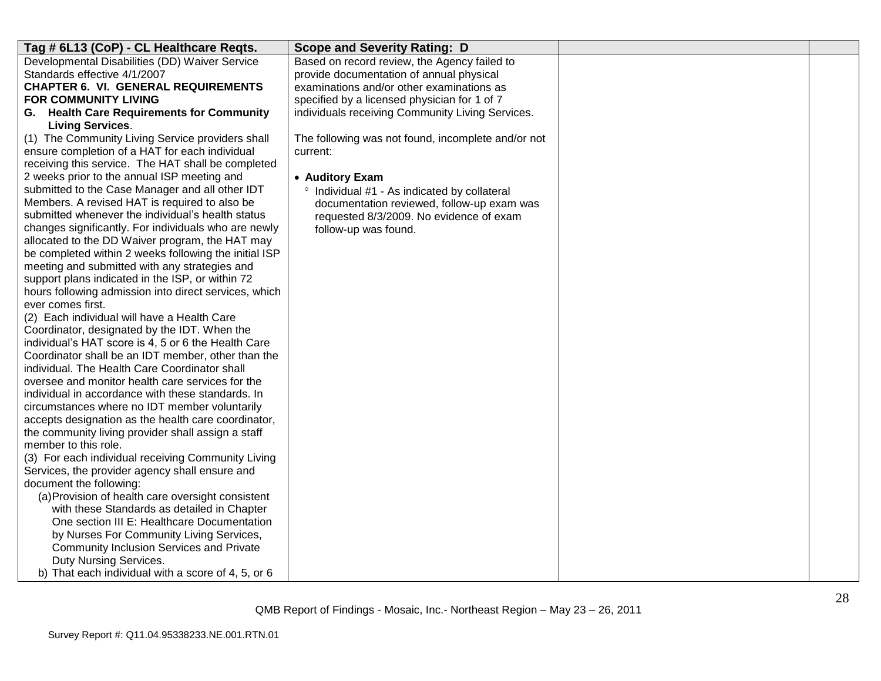| Tag # 6L13 (CoP) - CL Healthcare Reqts. | Scope and Severity Rating: D | | |
|---|---|---|---|
| Developmental Disabilities (DD) Waiver Service Standards effective 4/1/2007<br>**CHAPTER 6. VI. GENERAL REQUIREMENTS FOR COMMUNITY LIVING**<br>**G. Health Care Requirements for Community Living Services**.<br>(1) The Community Living Service providers shall ensure completion of a HAT for each individual receiving this service. The HAT shall be completed 2 weeks prior to the annual ISP meeting and submitted to the Case Manager and all other IDT Members. A revised HAT is required to also be submitted whenever the individual's health status changes significantly. For individuals who are newly allocated to the DD Waiver program, the HAT may be completed within 2 weeks following the initial ISP meeting and submitted with any strategies and support plans indicated in the ISP, or within 72 hours following admission into direct services, which ever comes first.<br>(2) Each individual will have a Health Care Coordinator, designated by the IDT. When the individual's HAT score is 4, 5 or 6 the Health Care Coordinator shall be an IDT member, other than the individual. The Health Care Coordinator shall oversee and monitor health care services for the individual in accordance with these standards. In circumstances where no IDT member voluntarily accepts designation as the health care coordinator, the community living provider shall assign a staff member to this role.<br>(3) For each individual receiving Community Living Services, the provider agency shall ensure and document the following:<br>(a) Provision of health care oversight consistent with these Standards as detailed in Chapter One section III E: Healthcare Documentation by Nurses For Community Living Services, Community Inclusion Services and Private Duty Nursing Services.<br>b) That each individual with a score of 4, 5, or 6 | Based on record review, the Agency failed to provide documentation of annual physical examinations and/or other examinations as specified by a licensed physician for 1 of 7 individuals receiving Community Living Services.<br><br>The following was not found, incomplete and/or not current:<br><br>• **Auditory Exam**<br>° Individual #1 - As indicated by collateral documentation reviewed, follow-up exam was requested 8/3/2009. No evidence of exam follow-up was found. | | |

QMB Report of Findings - Mosaic, Inc.- Northeast Region – May 23 – 26, 2011

Survey Report #: Q11.04.95338233.NE.001.RTN.01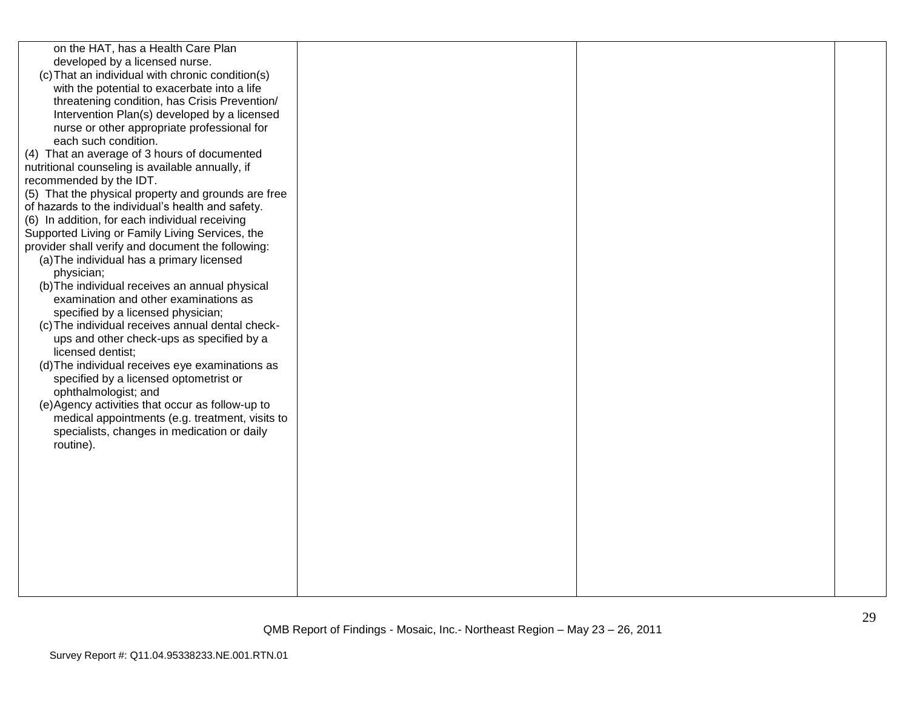| | | | |
|---|---|---|---|
| on the HAT, has a Health Care Plan developed by a licensed nurse.<br>(c) That an individual with chronic condition(s) with the potential to exacerbate into a life threatening condition, has Crisis Prevention/ Intervention Plan(s) developed by a licensed nurse or other appropriate professional for each such condition.<br>(4) That an average of 3 hours of documented nutritional counseling is available annually, if recommended by the IDT.<br>(5) That the physical property and grounds are free of hazards to the individual's health and safety.<br>(6) In addition, for each individual receiving Supported Living or Family Living Services, the provider shall verify and document the following:<br>(a) The individual has a primary licensed physician;<br>(b) The individual receives an annual physical examination and other examinations as specified by a licensed physician;<br>(c) The individual receives annual dental check-ups and other check-ups as specified by a licensed dentist;<br>(d) The individual receives eye examinations as specified by a licensed optometrist or ophthalmologist; and<br>(e) Agency activities that occur as follow-up to medical appointments (e.g. treatment, visits to specialists, changes in medication or daily routine). | | | |

QMB Report of Findings - Mosaic, Inc.- Northeast Region – May 23 – 26, 2011

Survey Report #: Q11.04.95338233.NE.001.RTN.01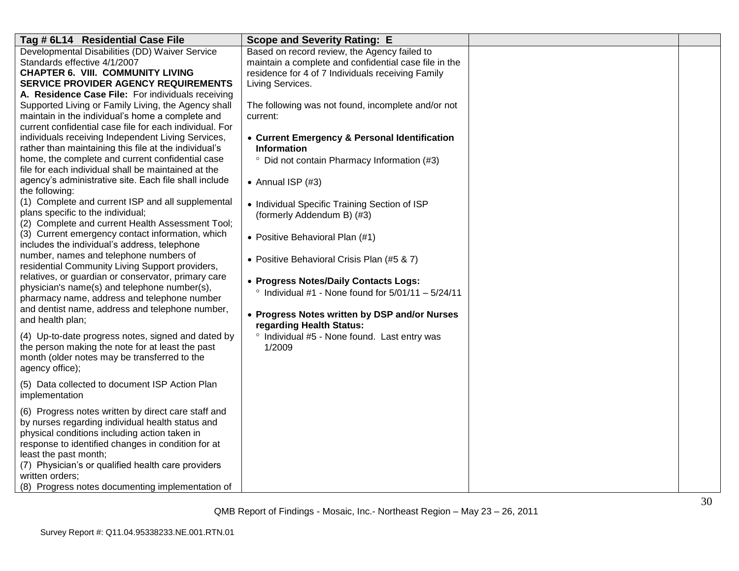| Tag # 6L14 Residential Case File | Scope and Severity Rating: E | | |
|---|---|---|---|
| Developmental Disabilities (DD) Waiver Service Standards effective 4/1/2007<br>**CHAPTER 6. VIII. COMMUNITY LIVING SERVICE PROVIDER AGENCY REQUIREMENTS**<br>**A. Residence Case File:** For individuals receiving Supported Living or Family Living, the Agency shall maintain in the individual's home a complete and current confidential case file for each individual. For individuals receiving Independent Living Services, rather than maintaining this file at the individual's home, the complete and current confidential case file for each individual shall be maintained at the agency's administrative site. Each file shall include the following:<br>(1) Complete and current ISP and all supplemental plans specific to the individual;<br>(2) Complete and current Health Assessment Tool;<br>(3) Current emergency contact information, which includes the individual's address, telephone number, names and telephone numbers of residential Community Living Support providers, relatives, or guardian or conservator, primary care physician's name(s) and telephone number(s), pharmacy name, address and telephone number and dentist name, address and telephone number, and health plan;<br>(4) Up-to-date progress notes, signed and dated by the person making the note for at least the past month (older notes may be transferred to the agency office);<br>(5) Data collected to document ISP Action Plan implementation<br>(6) Progress notes written by direct care staff and by nurses regarding individual health status and physical conditions including action taken in response to identified changes in condition for at least the past month;<br>(7) Physician's or qualified health care providers written orders;<br>(8) Progress notes documenting implementation of | Based on record review, the Agency failed to maintain a complete and confidential case file in the residence for 4 of 7 Individuals receiving Family Living Services.<br><br>The following was not found, incomplete and/or not current:<br><br>• **Current Emergency & Personal Identification Information**<br>&nbsp;&nbsp;° Did not contain Pharmacy Information (#3)<br><br>• Annual ISP (#3)<br><br>• Individual Specific Training Section of ISP (formerly Addendum B) (#3)<br><br>• Positive Behavioral Plan (#1)<br><br>• Positive Behavioral Crisis Plan (#5 & 7)<br><br>• **Progress Notes/Daily Contacts Logs:**<br>&nbsp;&nbsp;° Individual #1 - None found for 5/01/11 – 5/24/11<br><br>• **Progress Notes written by DSP and/or Nurses regarding Health Status:**<br>&nbsp;&nbsp;° Individual #5 - None found. Last entry was 1/2009 | | |

QMB Report of Findings - Mosaic, Inc.- Northeast Region – May 23 – 26, 2011

Survey Report #: Q11.04.95338233.NE.001.RTN.01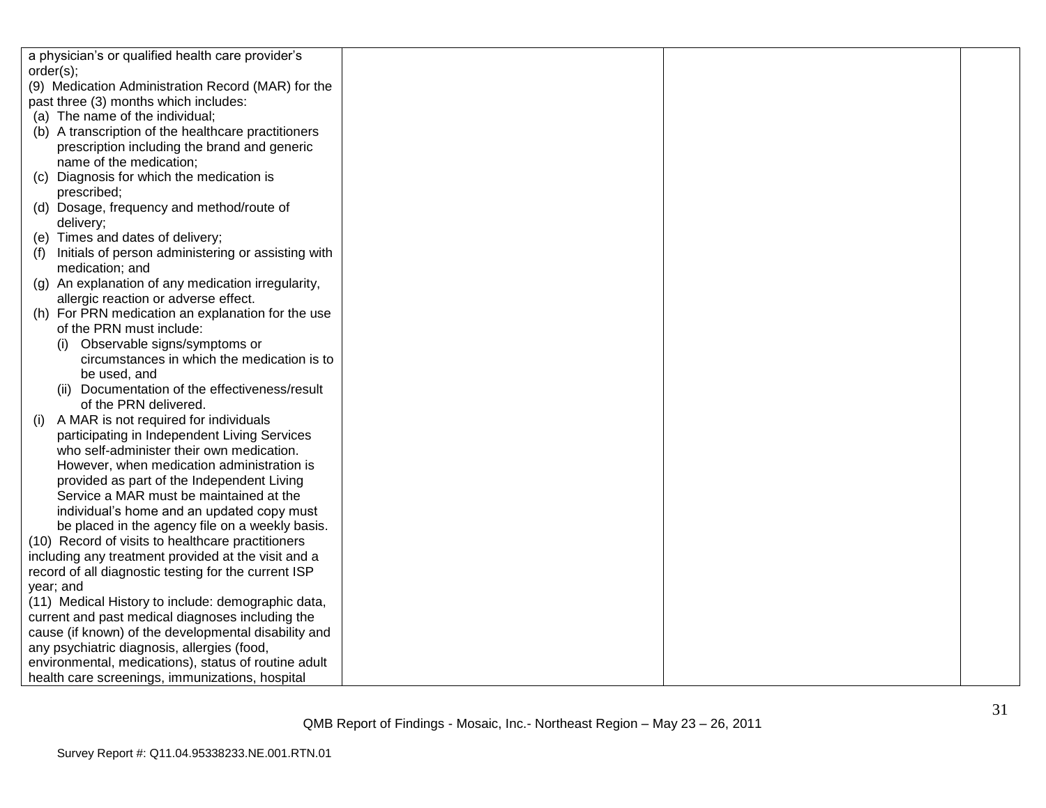| | | | |
|---|---|---|---|
| a physician's or qualified health care provider's order(s);<br>(9) Medication Administration Record (MAR) for the past three (3) months which includes:<br>(a) The name of the individual;<br>(b) A transcription of the healthcare practitioners prescription including the brand and generic name of the medication;<br>(c) Diagnosis for which the medication is prescribed;<br>(d) Dosage, frequency and method/route of delivery;<br>(e) Times and dates of delivery;<br>(f) Initials of person administering or assisting with medication; and<br>(g) An explanation of any medication irregularity, allergic reaction or adverse effect.<br>(h) For PRN medication an explanation for the use of the PRN must include:<br>(i) Observable signs/symptoms or circumstances in which the medication is to be used, and<br>(ii) Documentation of the effectiveness/result of the PRN delivered.<br>(i) A MAR is not required for individuals participating in Independent Living Services who self-administer their own medication. However, when medication administration is provided as part of the Independent Living Service a MAR must be maintained at the individual's home and an updated copy must be placed in the agency file on a weekly basis.<br>(10) Record of visits to healthcare practitioners including any treatment provided at the visit and a record of all diagnostic testing for the current ISP year; and<br>(11) Medical History to include: demographic data, current and past medical diagnoses including the cause (if known) of the developmental disability and any psychiatric diagnosis, allergies (food, environmental, medications), status of routine adult health care screenings, immunizations, hospital | | | |

QMB Report of Findings - Mosaic, Inc.- Northeast Region – May 23 – 26, 2011

Survey Report #: Q11.04.95338233.NE.001.RTN.01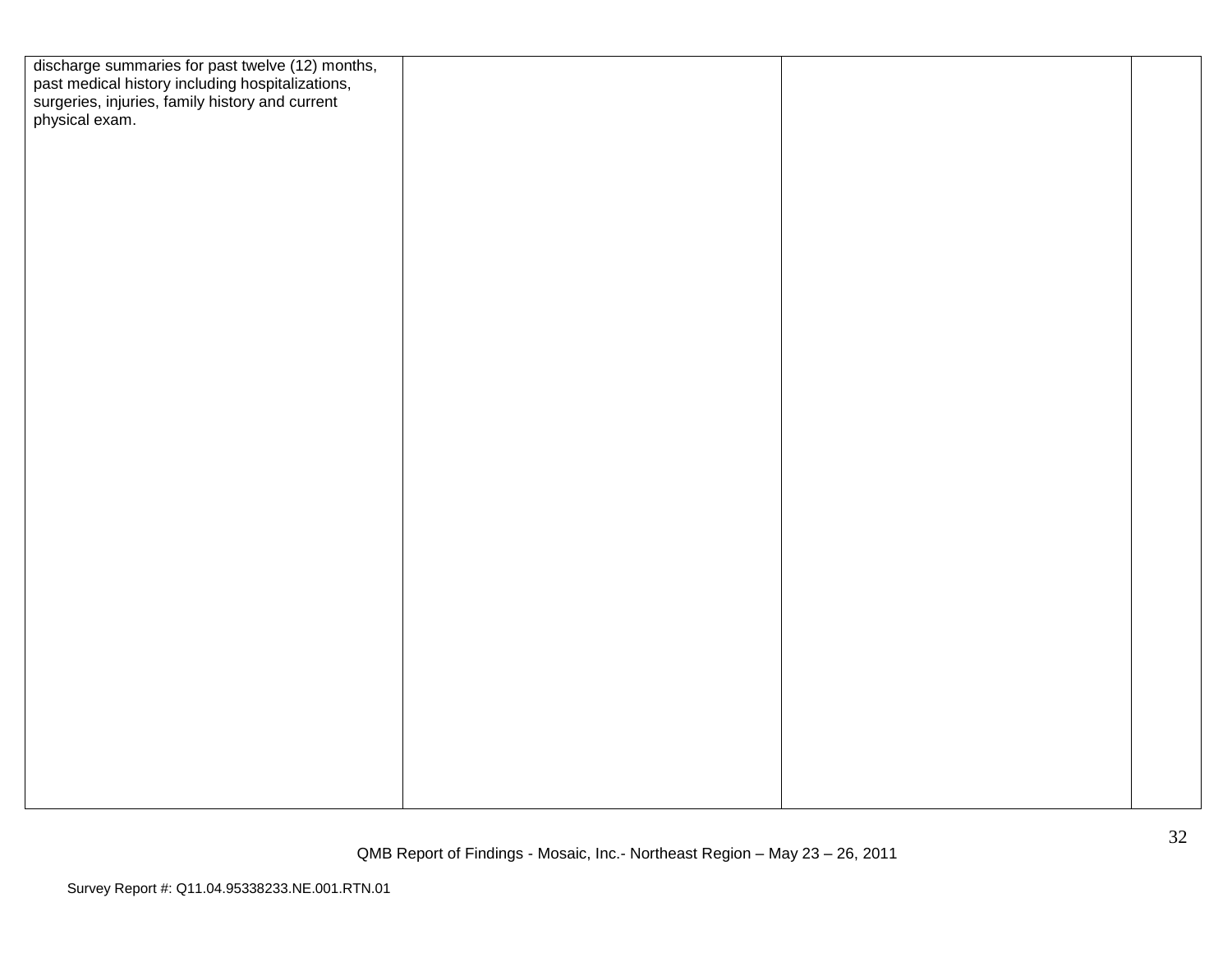| | | | |
|---|---|---|---|
| discharge summaries for past twelve (12) months, past medical history including hospitalizations, surgeries, injuries, family history and current physical exam. | | | |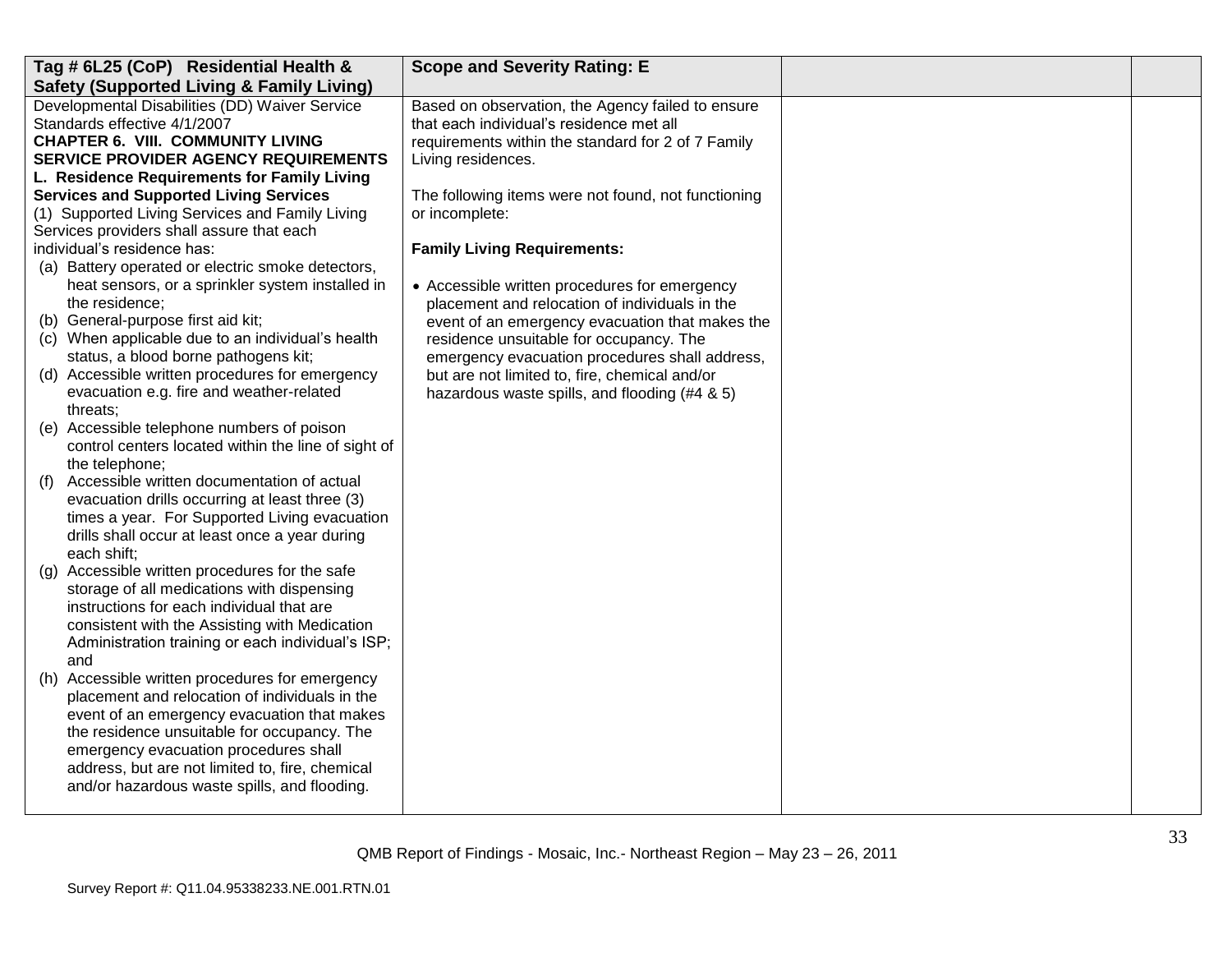| Tag # 6L25 (CoP) Residential Health & Safety (Supported Living & Family Living) | Scope and Severity Rating: E | | |
|---|---|---|---|
| Developmental Disabilities (DD) Waiver Service Standards effective 4/1/2007<br>**CHAPTER 6. VIII. COMMUNITY LIVING SERVICE PROVIDER AGENCY REQUIREMENTS**<br>**L. Residence Requirements for Family Living Services and Supported Living Services**<br>(1) Supported Living Services and Family Living Services providers shall assure that each individual's residence has:<br>(a) Battery operated or electric smoke detectors, heat sensors, or a sprinkler system installed in the residence;<br>(b) General-purpose first aid kit;<br>(c) When applicable due to an individual's health status, a blood borne pathogens kit;<br>(d) Accessible written procedures for emergency evacuation e.g. fire and weather-related threats;<br>(e) Accessible telephone numbers of poison control centers located within the line of sight of the telephone;<br>(f) Accessible written documentation of actual evacuation drills occurring at least three (3) times a year. For Supported Living evacuation drills shall occur at least once a year during each shift;<br>(g) Accessible written procedures for the safe storage of all medications with dispensing instructions for each individual that are consistent with the Assisting with Medication Administration training or each individual's ISP; and<br>(h) Accessible written procedures for emergency placement and relocation of individuals in the event of an emergency evacuation that makes the residence unsuitable for occupancy. The emergency evacuation procedures shall address, but are not limited to, fire, chemical and/or hazardous waste spills, and flooding. | Based on observation, the Agency failed to ensure that each individual's residence met all requirements within the standard for 2 of 7 Family Living residences.<br><br>The following items were not found, not functioning or incomplete:<br><br>**Family Living Requirements:**<br><br>• Accessible written procedures for emergency placement and relocation of individuals in the event of an emergency evacuation that makes the residence unsuitable for occupancy. The emergency evacuation procedures shall address, but are not limited to, fire, chemical and/or hazardous waste spills, and flooding (#4 & 5) | | |

QMB Report of Findings - Mosaic, Inc.- Northeast Region – May 23 – 26, 2011

Survey Report #: Q11.04.95338233.NE.001.RTN.01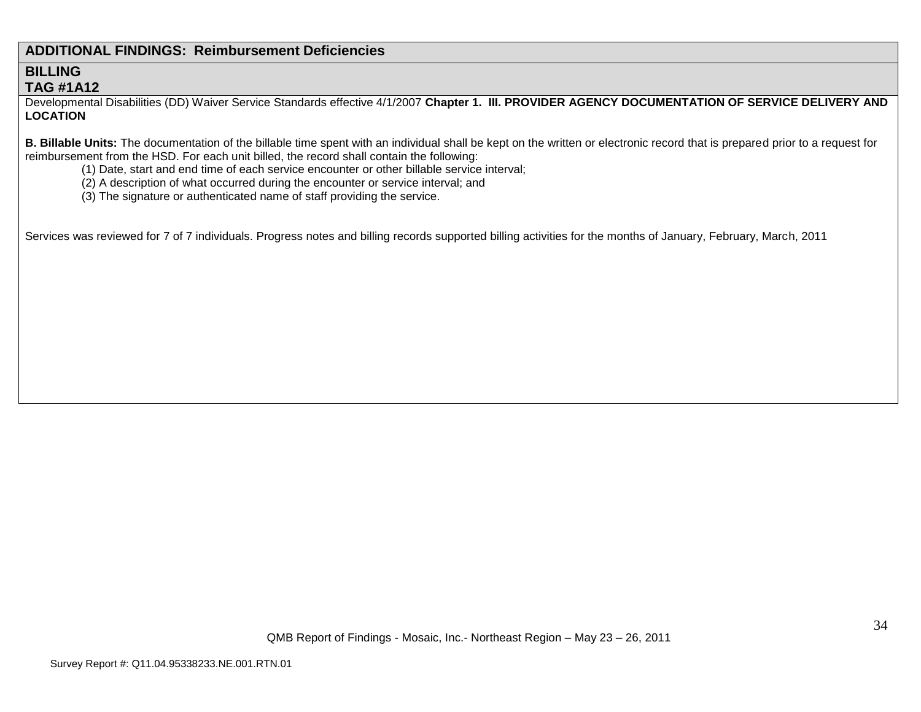## ADDITIONAL FINDINGS: Reimbursement Deficiencies

### BILLING
### TAG #1A12

Developmental Disabilities (DD) Waiver Service Standards effective 4/1/2007 **Chapter 1. III. PROVIDER AGENCY DOCUMENTATION OF SERVICE DELIVERY AND LOCATION**

**B. Billable Units:** The documentation of the billable time spent with an individual shall be kept on the written or electronic record that is prepared prior to a request for reimbursement from the HSD. For each unit billed, the record shall contain the following:

(1) Date, start and end time of each service encounter or other billable service interval;
(2) A description of what occurred during the encounter or service interval; and
(3) The signature or authenticated name of staff providing the service.

Services was reviewed for 7 of 7 individuals. Progress notes and billing records supported billing activities for the months of January, February, March, 2011